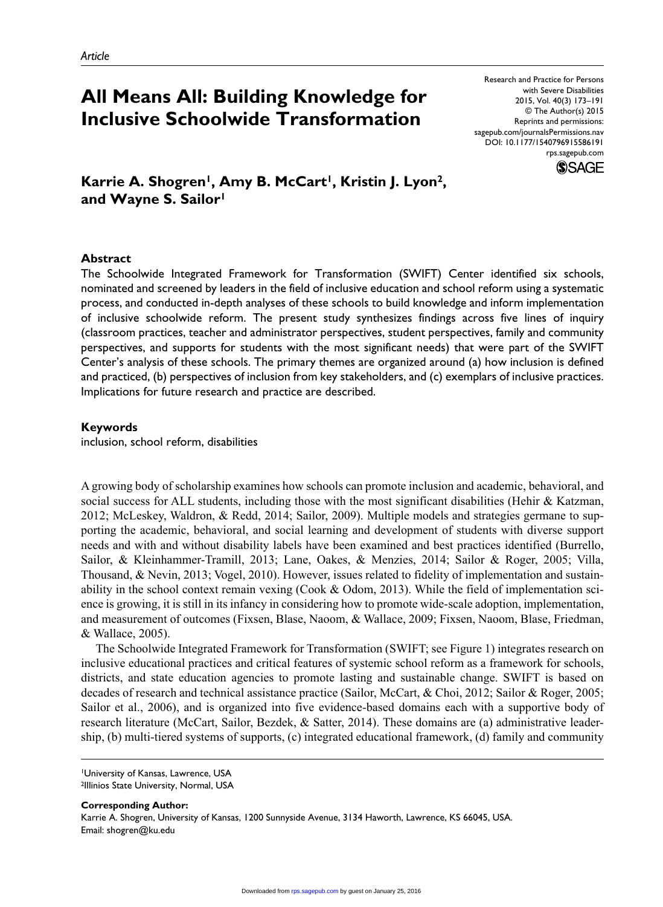*Article*

# All Means All: Building Knowledge for Inclusive Schoolwide Transformation

Research and Practice for Persons with Severe Disabilities
2015, Vol. 40(3) 173–191
© The Author(s) 2015
Reprints and permissions: sagepub.com/journalsPermissions.nav
DOI: 10.1177/1540796915586191
rps.sagepub.com

**Karrie A. Shogren[1], Amy B. McCart[1], Kristin J. Lyon[2], and Wayne S. Sailor[1]**

## Abstract

The Schoolwide Integrated Framework for Transformation (SWIFT) Center identified six schools, nominated and screened by leaders in the field of inclusive education and school reform using a systematic process, and conducted in-depth analyses of these schools to build knowledge and inform implementation of inclusive schoolwide reform. The present study synthesizes findings across five lines of inquiry (classroom practices, teacher and administrator perspectives, student perspectives, family and community perspectives, and supports for students with the most significant needs) that were part of the SWIFT Center's analysis of these schools. The primary themes are organized around (a) how inclusion is defined and practiced, (b) perspectives of inclusion from key stakeholders, and (c) exemplars of inclusive practices. Implications for future research and practice are described.

## Keywords

inclusion, school reform, disabilities

A growing body of scholarship examines how schools can promote inclusion and academic, behavioral, and social success for ALL students, including those with the most significant disabilities (Hehir & Katzman, 2012; McLeskey, Waldron, & Redd, 2014; Sailor, 2009). Multiple models and strategies germane to supporting the academic, behavioral, and social learning and development of students with diverse support needs and with and without disability labels have been examined and best practices identified (Burrello, Sailor, & Kleinhammer-Tramill, 2013; Lane, Oakes, & Menzies, 2014; Sailor & Roger, 2005; Villa, Thousand, & Nevin, 2013; Vogel, 2010). However, issues related to fidelity of implementation and sustainability in the school context remain vexing (Cook & Odom, 2013). While the field of implementation science is growing, it is still in its infancy in considering how to promote wide-scale adoption, implementation, and measurement of outcomes (Fixsen, Blase, Naoom, & Wallace, 2009; Fixsen, Naoom, Blase, Friedman, & Wallace, 2005).

The Schoolwide Integrated Framework for Transformation (SWIFT; see Figure 1) integrates research on inclusive educational practices and critical features of systemic school reform as a framework for schools, districts, and state education agencies to promote lasting and sustainable change. SWIFT is based on decades of research and technical assistance practice (Sailor, McCart, & Choi, 2012; Sailor & Roger, 2005; Sailor et al., 2006), and is organized into five evidence-based domains each with a supportive body of research literature (McCart, Sailor, Bezdek, & Satter, 2014). These domains are (a) administrative leadership, (b) multi-tiered systems of supports, (c) integrated educational framework, (d) family and community

[1]University of Kansas, Lawrence, USA
[2]Illinois State University, Normal, USA

**Corresponding Author:**
Karrie A. Shogren, University of Kansas, 1200 Sunnyside Avenue, 3134 Haworth, Lawrence, KS 66045, USA.
Email: shogren@ku.edu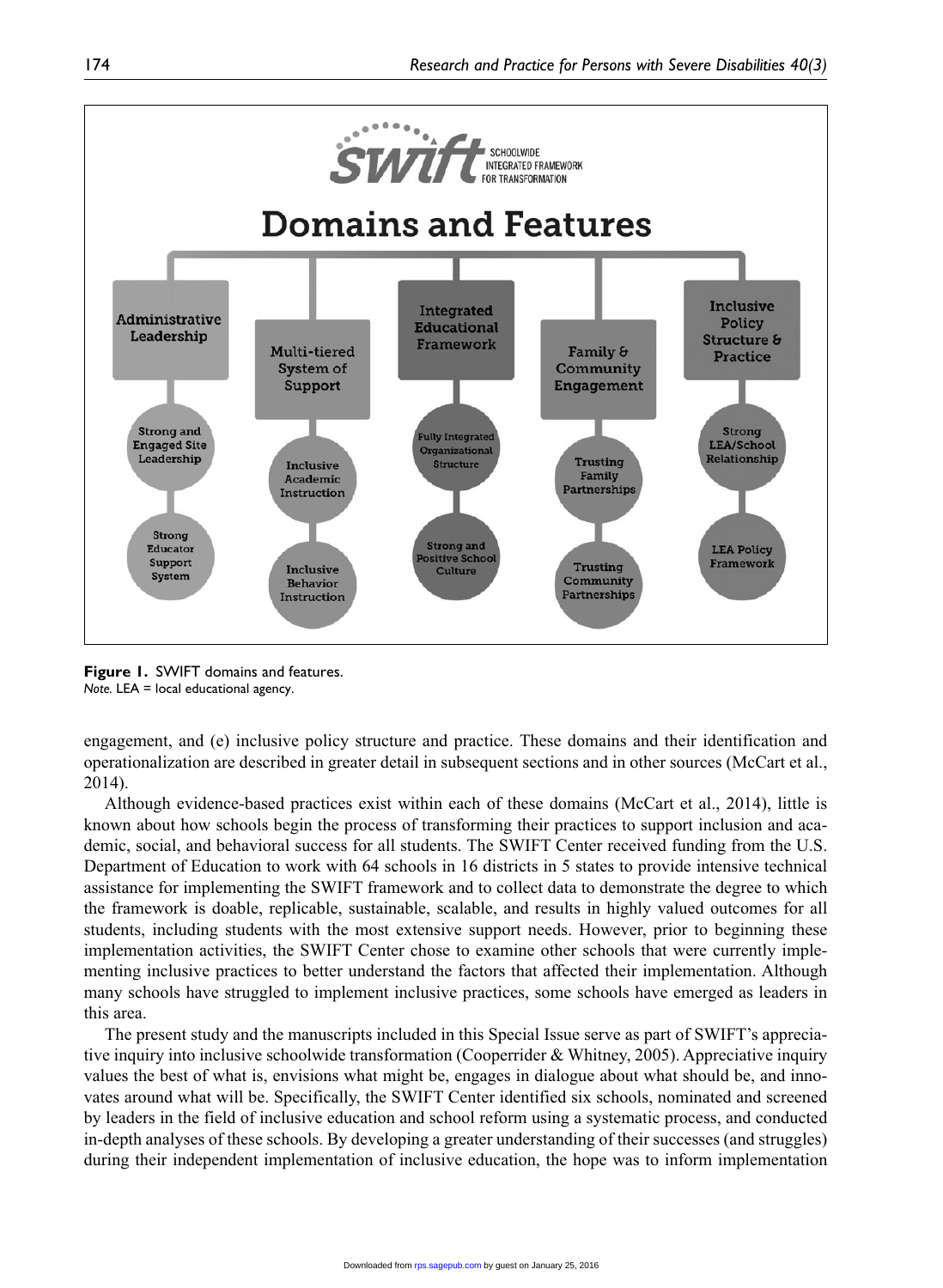**Figure 1.** SWIFT domains and features.
*Note.* LEA = local educational agency.

engagement, and (e) inclusive policy structure and practice. These domains and their identification and operationalization are described in greater detail in subsequent sections and in other sources (McCart et al., 2014).

Although evidence-based practices exist within each of these domains (McCart et al., 2014), little is known about how schools begin the process of transforming their practices to support inclusion and academic, social, and behavioral success for all students. The SWIFT Center received funding from the U.S. Department of Education to work with 64 schools in 16 districts in 5 states to provide intensive technical assistance for implementing the SWIFT framework and to collect data to demonstrate the degree to which the framework is doable, replicable, sustainable, scalable, and results in highly valued outcomes for all students, including students with the most extensive support needs. However, prior to beginning these implementation activities, the SWIFT Center chose to examine other schools that were currently implementing inclusive practices to better understand the factors that affected their implementation. Although many schools have struggled to implement inclusive practices, some schools have emerged as leaders in this area.

The present study and the manuscripts included in this Special Issue serve as part of SWIFT's appreciative inquiry into inclusive schoolwide transformation (Cooperrider & Whitney, 2005). Appreciative inquiry values the best of what is, envisions what might be, engages in dialogue about what should be, and innovates around what will be. Specifically, the SWIFT Center identified six schools, nominated and screened by leaders in the field of inclusive education and school reform using a systematic process, and conducted in-depth analyses of these schools. By developing a greater understanding of their successes (and struggles) during their independent implementation of inclusive education, the hope was to inform implementation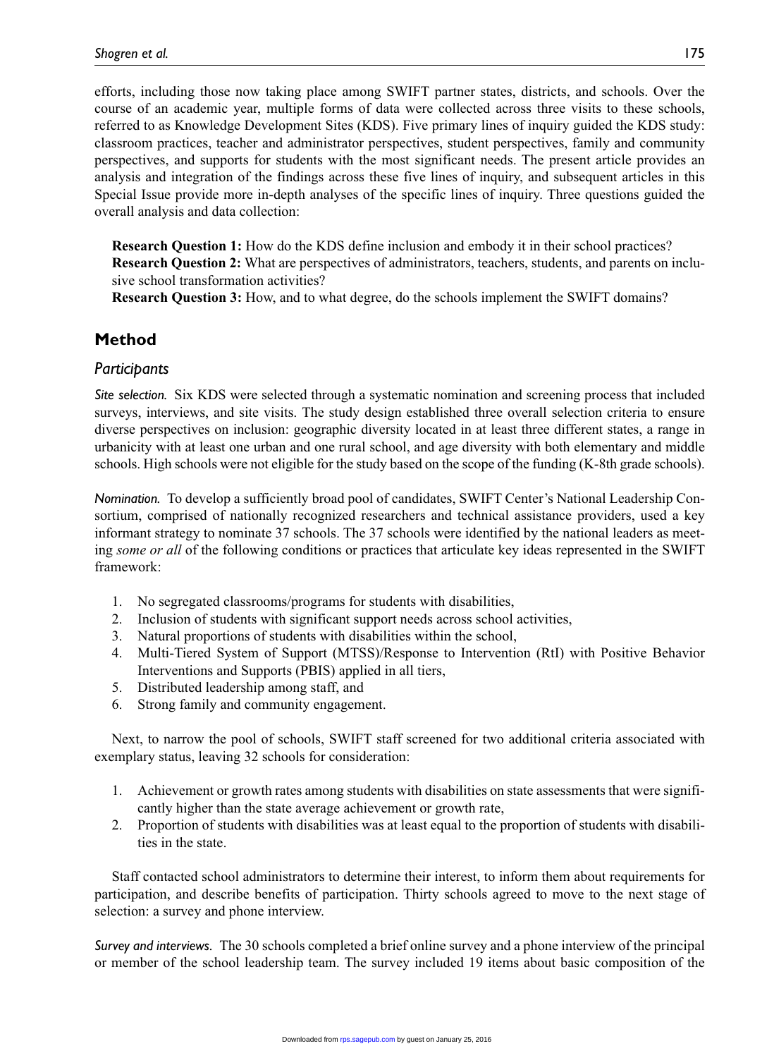efforts, including those now taking place among SWIFT partner states, districts, and schools. Over the course of an academic year, multiple forms of data were collected across three visits to these schools, referred to as Knowledge Development Sites (KDS). Five primary lines of inquiry guided the KDS study: classroom practices, teacher and administrator perspectives, student perspectives, family and community perspectives, and supports for students with the most significant needs. The present article provides an analysis and integration of the findings across these five lines of inquiry, and subsequent articles in this Special Issue provide more in-depth analyses of the specific lines of inquiry. Three questions guided the overall analysis and data collection:

**Research Question 1:** How do the KDS define inclusion and embody it in their school practices?
**Research Question 2:** What are perspectives of administrators, teachers, students, and parents on inclusive school transformation activities?
**Research Question 3:** How, and to what degree, do the schools implement the SWIFT domains?

## Method

### Participants

*Site selection.* Six KDS were selected through a systematic nomination and screening process that included surveys, interviews, and site visits. The study design established three overall selection criteria to ensure diverse perspectives on inclusion: geographic diversity located in at least three different states, a range in urbanicity with at least one urban and one rural school, and age diversity with both elementary and middle schools. High schools were not eligible for the study based on the scope of the funding (K-8th grade schools).

*Nomination.* To develop a sufficiently broad pool of candidates, SWIFT Center's National Leadership Consortium, comprised of nationally recognized researchers and technical assistance providers, used a key informant strategy to nominate 37 schools. The 37 schools were identified by the national leaders as meeting *some or all* of the following conditions or practices that articulate key ideas represented in the SWIFT framework:

1. No segregated classrooms/programs for students with disabilities,
2. Inclusion of students with significant support needs across school activities,
3. Natural proportions of students with disabilities within the school,
4. Multi-Tiered System of Support (MTSS)/Response to Intervention (RtI) with Positive Behavior Interventions and Supports (PBIS) applied in all tiers,
5. Distributed leadership among staff, and
6. Strong family and community engagement.

Next, to narrow the pool of schools, SWIFT staff screened for two additional criteria associated with exemplary status, leaving 32 schools for consideration:

1. Achievement or growth rates among students with disabilities on state assessments that were significantly higher than the state average achievement or growth rate,
2. Proportion of students with disabilities was at least equal to the proportion of students with disabilities in the state.

Staff contacted school administrators to determine their interest, to inform them about requirements for participation, and describe benefits of participation. Thirty schools agreed to move to the next stage of selection: a survey and phone interview.

*Survey and interviews.* The 30 schools completed a brief online survey and a phone interview of the principal or member of the school leadership team. The survey included 19 items about basic composition of the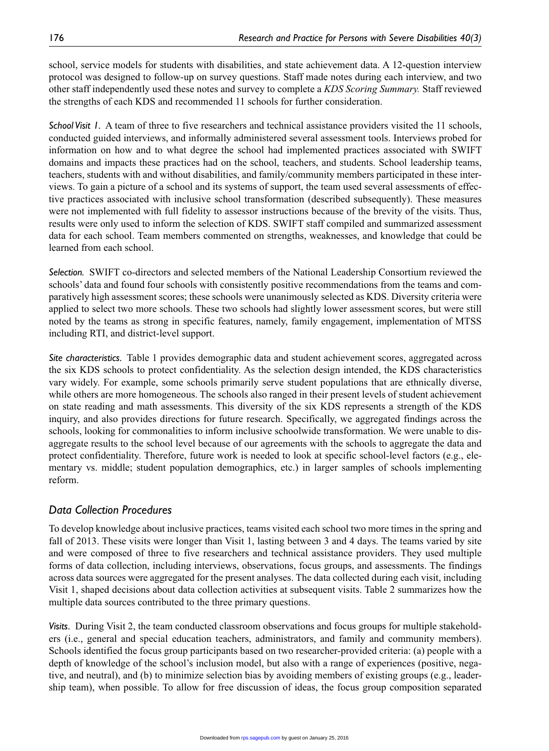school, service models for students with disabilities, and state achievement data. A 12-question interview protocol was designed to follow-up on survey questions. Staff made notes during each interview, and two other staff independently used these notes and survey to complete a *KDS Scoring Summary.* Staff reviewed the strengths of each KDS and recommended 11 schools for further consideration.

*School Visit 1.* A team of three to five researchers and technical assistance providers visited the 11 schools, conducted guided interviews, and informally administered several assessment tools. Interviews probed for information on how and to what degree the school had implemented practices associated with SWIFT domains and impacts these practices had on the school, teachers, and students. School leadership teams, teachers, students with and without disabilities, and family/community members participated in these interviews. To gain a picture of a school and its systems of support, the team used several assessments of effective practices associated with inclusive school transformation (described subsequently). These measures were not implemented with full fidelity to assessor instructions because of the brevity of the visits. Thus, results were only used to inform the selection of KDS. SWIFT staff compiled and summarized assessment data for each school. Team members commented on strengths, weaknesses, and knowledge that could be learned from each school.

*Selection.* SWIFT co-directors and selected members of the National Leadership Consortium reviewed the schools' data and found four schools with consistently positive recommendations from the teams and comparatively high assessment scores; these schools were unanimously selected as KDS. Diversity criteria were applied to select two more schools. These two schools had slightly lower assessment scores, but were still noted by the teams as strong in specific features, namely, family engagement, implementation of MTSS including RTI, and district-level support.

*Site characteristics.* Table 1 provides demographic data and student achievement scores, aggregated across the six KDS schools to protect confidentiality. As the selection design intended, the KDS characteristics vary widely. For example, some schools primarily serve student populations that are ethnically diverse, while others are more homogeneous. The schools also ranged in their present levels of student achievement on state reading and math assessments. This diversity of the six KDS represents a strength of the KDS inquiry, and also provides directions for future research. Specifically, we aggregated findings across the schools, looking for commonalities to inform inclusive schoolwide transformation. We were unable to disaggregate results to the school level because of our agreements with the schools to aggregate the data and protect confidentiality. Therefore, future work is needed to look at specific school-level factors (e.g., elementary vs. middle; student population demographics, etc.) in larger samples of schools implementing reform.

## Data Collection Procedures

To develop knowledge about inclusive practices, teams visited each school two more times in the spring and fall of 2013. These visits were longer than Visit 1, lasting between 3 and 4 days. The teams varied by site and were composed of three to five researchers and technical assistance providers. They used multiple forms of data collection, including interviews, observations, focus groups, and assessments. The findings across data sources were aggregated for the present analyses. The data collected during each visit, including Visit 1, shaped decisions about data collection activities at subsequent visits. Table 2 summarizes how the multiple data sources contributed to the three primary questions.

*Visits.* During Visit 2, the team conducted classroom observations and focus groups for multiple stakeholders (i.e., general and special education teachers, administrators, and family and community members). Schools identified the focus group participants based on two researcher-provided criteria: (a) people with a depth of knowledge of the school's inclusion model, but also with a range of experiences (positive, negative, and neutral), and (b) to minimize selection bias by avoiding members of existing groups (e.g., leadership team), when possible. To allow for free discussion of ideas, the focus group composition separated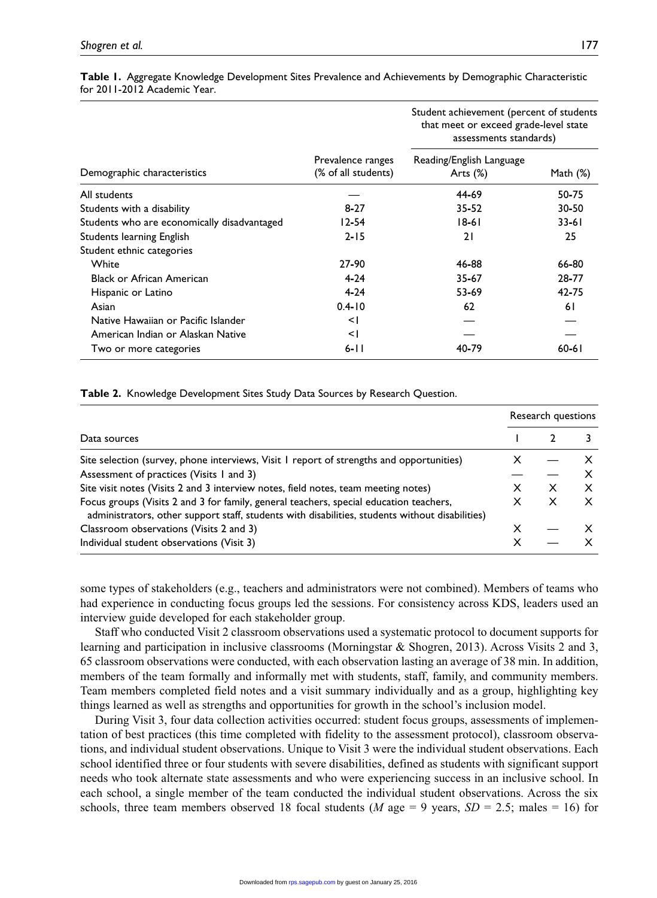**Table 1.** Aggregate Knowledge Development Sites Prevalence and Achievements by Demographic Characteristic for 2011-2012 Academic Year.

| Demographic characteristics | Prevalence ranges (% of all students) | Student achievement (percent of students that meet or exceed grade-level state assessments standards) | |
|---|---|---|---|
| | | Reading/English Language Arts (%) | Math (%) |
| All students | — | 44-69 | 50-75 |
| Students with a disability | 8-27 | 35-52 | 30-50 |
| Students who are economically disadvantaged | 12-54 | 18-61 | 33-61 |
| Students learning English | 2-15 | 21 | 25 |
| Student ethnic categories | | | |
| White | 27-90 | 46-88 | 66-80 |
| Black or African American | 4-24 | 35-67 | 28-77 |
| Hispanic or Latino | 4-24 | 53-69 | 42-75 |
| Asian | 0.4-10 | 62 | 61 |
| Native Hawaiian or Pacific Islander | <1 | — | — |
| American Indian or Alaskan Native | <1 | — | — |
| Two or more categories | 6-11 | 40-79 | 60-61 |

**Table 2.** Knowledge Development Sites Study Data Sources by Research Question.

| Data sources | Research questions | | |
|---|---|---|---|
| | 1 | 2 | 3 |
| Site selection (survey, phone interviews, Visit 1 report of strengths and opportunities) | X | — | X |
| Assessment of practices (Visits 1 and 3) | — | — | X |
| Site visit notes (Visits 2 and 3 interview notes, field notes, team meeting notes) | X | X | X |
| Focus groups (Visits 2 and 3 for family, general teachers, special education teachers, administrators, other support staff, students with disabilities, students without disabilities) | X | X | X |
| Classroom observations (Visits 2 and 3) | X | — | X |
| Individual student observations (Visit 3) | X | — | X |

some types of stakeholders (e.g., teachers and administrators were not combined). Members of teams who had experience in conducting focus groups led the sessions. For consistency across KDS, leaders used an interview guide developed for each stakeholder group.

Staff who conducted Visit 2 classroom observations used a systematic protocol to document supports for learning and participation in inclusive classrooms (Morningstar & Shogren, 2013). Across Visits 2 and 3, 65 classroom observations were conducted, with each observation lasting an average of 38 min. In addition, members of the team formally and informally met with students, staff, family, and community members. Team members completed field notes and a visit summary individually and as a group, highlighting key things learned as well as strengths and opportunities for growth in the school's inclusion model.

During Visit 3, four data collection activities occurred: student focus groups, assessments of implementation of best practices (this time completed with fidelity to the assessment protocol), classroom observations, and individual student observations. Unique to Visit 3 were the individual student observations. Each school identified three or four students with severe disabilities, defined as students with significant support needs who took alternate state assessments and who were experiencing success in an inclusive school. In each school, a single member of the team conducted the individual student observations. Across the six schools, three team members observed 18 focal students ($M$ age = 9 years, $SD$ = 2.5; males = 16) for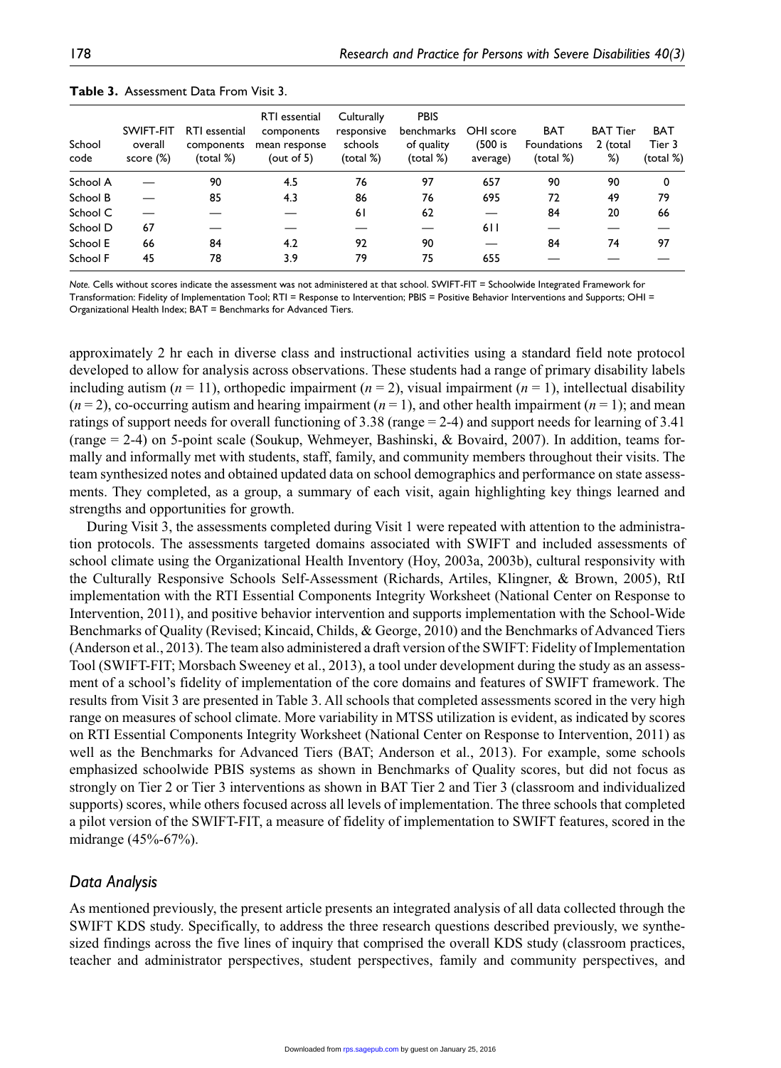**Table 3.** Assessment Data From Visit 3.

| School code | SWIFT-FIT overall score (%) | RTI essential components (total %) | RTI essential components mean response (out of 5) | Culturally responsive schools (total %) | PBIS benchmarks of quality (total %) | OHI score (500 is average) | BAT Foundations (total %) | BAT Tier 2 (total %) | BAT Tier 3 (total %) |
|---|---|---|---|---|---|---|---|---|---|
| School A | — | 90 | 4.5 | 76 | 97 | 657 | 90 | 90 | 0 |
| School B | — | 85 | 4.3 | 86 | 76 | 695 | 72 | 49 | 79 |
| School C | — | — | — | 61 | 62 | — | 84 | 20 | 66 |
| School D | 67 | — | — | — | — | 611 | — | — | — |
| School E | 66 | 84 | 4.2 | 92 | 90 | — | 84 | 74 | 97 |
| School F | 45 | 78 | 3.9 | 79 | 75 | 655 | — | — | — |

*Note.* Cells without scores indicate the assessment was not administered at that school. SWIFT-FIT = Schoolwide Integrated Framework for Transformation: Fidelity of Implementation Tool; RTI = Response to Intervention; PBIS = Positive Behavior Interventions and Supports; OHI = Organizational Health Index; BAT = Benchmarks for Advanced Tiers.

approximately 2 hr each in diverse class and instructional activities using a standard field note protocol developed to allow for analysis across observations. These students had a range of primary disability labels including autism ($n = 11$), orthopedic impairment ($n = 2$), visual impairment ($n = 1$), intellectual disability ($n = 2$), co-occurring autism and hearing impairment ($n = 1$), and other health impairment ($n = 1$); and mean ratings of support needs for overall functioning of 3.38 (range = 2-4) and support needs for learning of 3.41 (range = 2-4) on 5-point scale (Soukup, Wehmeyer, Bashinski, & Bovaird, 2007). In addition, teams formally and informally met with students, staff, family, and community members throughout their visits. The team synthesized notes and obtained updated data on school demographics and performance on state assessments. They completed, as a group, a summary of each visit, again highlighting key things learned and strengths and opportunities for growth.

During Visit 3, the assessments completed during Visit 1 were repeated with attention to the administration protocols. The assessments targeted domains associated with SWIFT and included assessments of school climate using the Organizational Health Inventory (Hoy, 2003a, 2003b), cultural responsivity with the Culturally Responsive Schools Self-Assessment (Richards, Artiles, Klingner, & Brown, 2005), RtI implementation with the RTI Essential Components Integrity Worksheet (National Center on Response to Intervention, 2011), and positive behavior intervention and supports implementation with the School-Wide Benchmarks of Quality (Revised; Kincaid, Childs, & George, 2010) and the Benchmarks of Advanced Tiers (Anderson et al., 2013). The team also administered a draft version of the SWIFT: Fidelity of Implementation Tool (SWIFT-FIT; Morsbach Sweeney et al., 2013), a tool under development during the study as an assessment of a school's fidelity of implementation of the core domains and features of SWIFT framework. The results from Visit 3 are presented in Table 3. All schools that completed assessments scored in the very high range on measures of school climate. More variability in MTSS utilization is evident, as indicated by scores on RTI Essential Components Integrity Worksheet (National Center on Response to Intervention, 2011) as well as the Benchmarks for Advanced Tiers (BAT; Anderson et al., 2013). For example, some schools emphasized schoolwide PBIS systems as shown in Benchmarks of Quality scores, but did not focus as strongly on Tier 2 or Tier 3 interventions as shown in BAT Tier 2 and Tier 3 (classroom and individualized supports) scores, while others focused across all levels of implementation. The three schools that completed a pilot version of the SWIFT-FIT, a measure of fidelity of implementation to SWIFT features, scored in the midrange (45%-67%).

### *Data Analysis*

As mentioned previously, the present article presents an integrated analysis of all data collected through the SWIFT KDS study. Specifically, to address the three research questions described previously, we synthesized findings across the five lines of inquiry that comprised the overall KDS study (classroom practices, teacher and administrator perspectives, student perspectives, family and community perspectives, and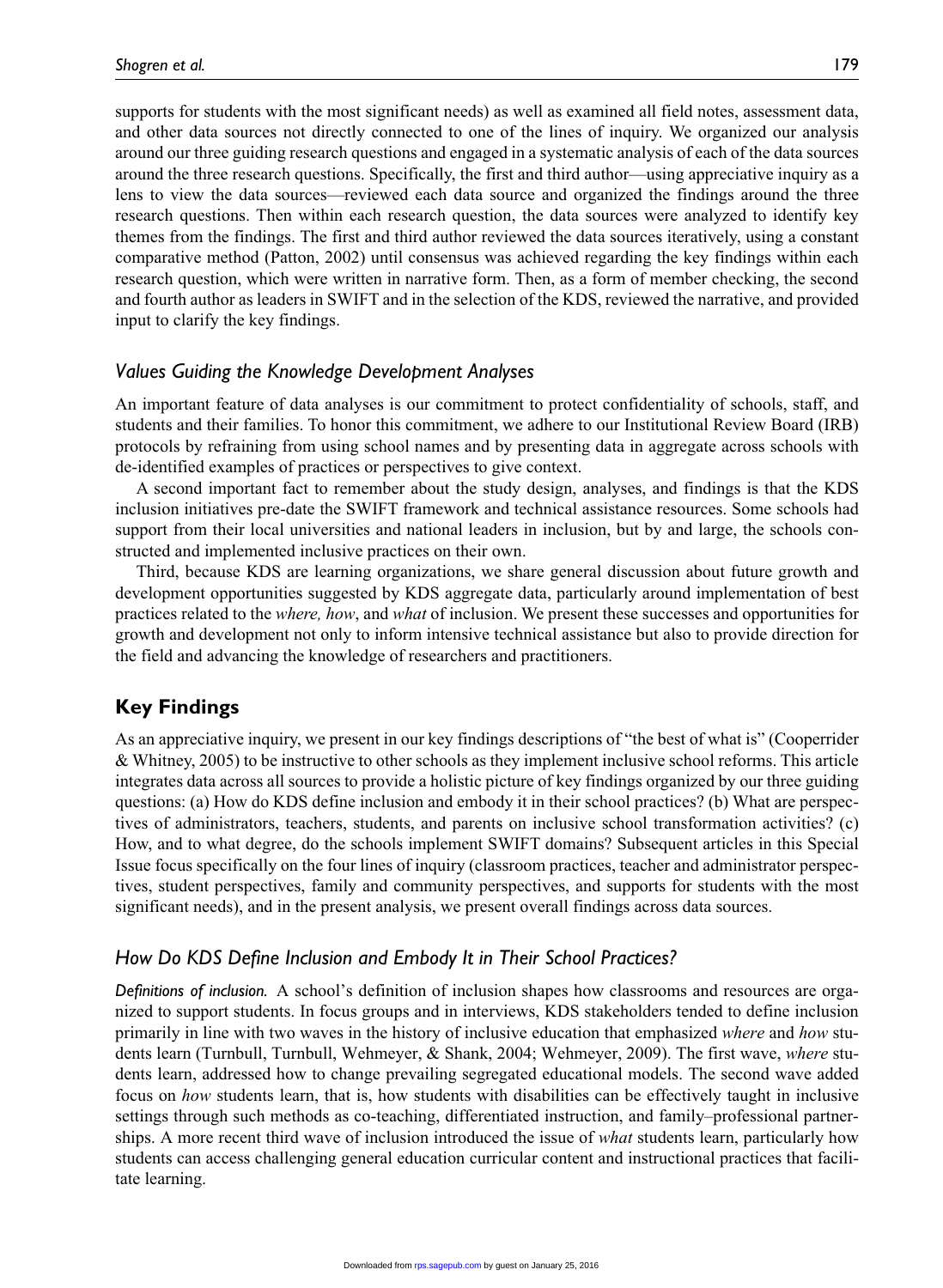supports for students with the most significant needs) as well as examined all field notes, assessment data, and other data sources not directly connected to one of the lines of inquiry. We organized our analysis around our three guiding research questions and engaged in a systematic analysis of each of the data sources around the three research questions. Specifically, the first and third author—using appreciative inquiry as a lens to view the data sources—reviewed each data source and organized the findings around the three research questions. Then within each research question, the data sources were analyzed to identify key themes from the findings. The first and third author reviewed the data sources iteratively, using a constant comparative method (Patton, 2002) until consensus was achieved regarding the key findings within each research question, which were written in narrative form. Then, as a form of member checking, the second and fourth author as leaders in SWIFT and in the selection of the KDS, reviewed the narrative, and provided input to clarify the key findings.

### *Values Guiding the Knowledge Development Analyses*

An important feature of data analyses is our commitment to protect confidentiality of schools, staff, and students and their families. To honor this commitment, we adhere to our Institutional Review Board (IRB) protocols by refraining from using school names and by presenting data in aggregate across schools with de-identified examples of practices or perspectives to give context.

A second important fact to remember about the study design, analyses, and findings is that the KDS inclusion initiatives pre-date the SWIFT framework and technical assistance resources. Some schools had support from their local universities and national leaders in inclusion, but by and large, the schools constructed and implemented inclusive practices on their own.

Third, because KDS are learning organizations, we share general discussion about future growth and development opportunities suggested by KDS aggregate data, particularly around implementation of best practices related to the *where, how*, and *what* of inclusion. We present these successes and opportunities for growth and development not only to inform intensive technical assistance but also to provide direction for the field and advancing the knowledge of researchers and practitioners.

## **Key Findings**

As an appreciative inquiry, we present in our key findings descriptions of "the best of what is" (Cooperrider & Whitney, 2005) to be instructive to other schools as they implement inclusive school reforms. This article integrates data across all sources to provide a holistic picture of key findings organized by our three guiding questions: (a) How do KDS define inclusion and embody it in their school practices? (b) What are perspectives of administrators, teachers, students, and parents on inclusive school transformation activities? (c) How, and to what degree, do the schools implement SWIFT domains? Subsequent articles in this Special Issue focus specifically on the four lines of inquiry (classroom practices, teacher and administrator perspectives, student perspectives, family and community perspectives, and supports for students with the most significant needs), and in the present analysis, we present overall findings across data sources.

### *How Do KDS Define Inclusion and Embody It in Their School Practices?*

*Definitions of inclusion.* A school's definition of inclusion shapes how classrooms and resources are organized to support students. In focus groups and in interviews, KDS stakeholders tended to define inclusion primarily in line with two waves in the history of inclusive education that emphasized *where* and *how* students learn (Turnbull, Turnbull, Wehmeyer, & Shank, 2004; Wehmeyer, 2009). The first wave, *where* students learn, addressed how to change prevailing segregated educational models. The second wave added focus on *how* students learn, that is, how students with disabilities can be effectively taught in inclusive settings through such methods as co-teaching, differentiated instruction, and family–professional partnerships. A more recent third wave of inclusion introduced the issue of *what* students learn, particularly how students can access challenging general education curricular content and instructional practices that facilitate learning.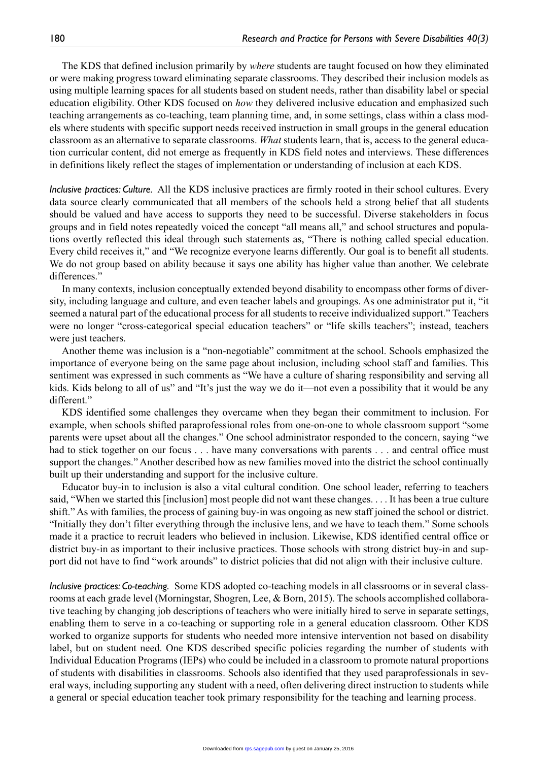The KDS that defined inclusion primarily by *where* students are taught focused on how they eliminated or were making progress toward eliminating separate classrooms. They described their inclusion models as using multiple learning spaces for all students based on student needs, rather than disability label or special education eligibility. Other KDS focused on *how* they delivered inclusive education and emphasized such teaching arrangements as co-teaching, team planning time, and, in some settings, class within a class models where students with specific support needs received instruction in small groups in the general education classroom as an alternative to separate classrooms. *What* students learn, that is, access to the general education curricular content, did not emerge as frequently in KDS field notes and interviews. These differences in definitions likely reflect the stages of implementation or understanding of inclusion at each KDS.

*Inclusive practices: Culture.* All the KDS inclusive practices are firmly rooted in their school cultures. Every data source clearly communicated that all members of the schools held a strong belief that all students should be valued and have access to supports they need to be successful. Diverse stakeholders in focus groups and in field notes repeatedly voiced the concept "all means all," and school structures and populations overtly reflected this ideal through such statements as, "There is nothing called special education. Every child receives it," and "We recognize everyone learns differently. Our goal is to benefit all students. We do not group based on ability because it says one ability has higher value than another. We celebrate differences."

In many contexts, inclusion conceptually extended beyond disability to encompass other forms of diversity, including language and culture, and even teacher labels and groupings. As one administrator put it, "it seemed a natural part of the educational process for all students to receive individualized support." Teachers were no longer "cross-categorical special education teachers" or "life skills teachers"; instead, teachers were just teachers.

Another theme was inclusion is a "non-negotiable" commitment at the school. Schools emphasized the importance of everyone being on the same page about inclusion, including school staff and families. This sentiment was expressed in such comments as "We have a culture of sharing responsibility and serving all kids. Kids belong to all of us" and "It's just the way we do it—not even a possibility that it would be any different."

KDS identified some challenges they overcame when they began their commitment to inclusion. For example, when schools shifted paraprofessional roles from one-on-one to whole classroom support "some parents were upset about all the changes." One school administrator responded to the concern, saying "we had to stick together on our focus . . . have many conversations with parents . . . and central office must support the changes." Another described how as new families moved into the district the school continually built up their understanding and support for the inclusive culture.

Educator buy-in to inclusion is also a vital cultural condition. One school leader, referring to teachers said, "When we started this [inclusion] most people did not want these changes. . . . It has been a true culture shift." As with families, the process of gaining buy-in was ongoing as new staff joined the school or district. "Initially they don't filter everything through the inclusive lens, and we have to teach them." Some schools made it a practice to recruit leaders who believed in inclusion. Likewise, KDS identified central office or district buy-in as important to their inclusive practices. Those schools with strong district buy-in and support did not have to find "work arounds" to district policies that did not align with their inclusive culture.

*Inclusive practices: Co-teaching.* Some KDS adopted co-teaching models in all classrooms or in several classrooms at each grade level (Morningstar, Shogren, Lee, & Born, 2015). The schools accomplished collaborative teaching by changing job descriptions of teachers who were initially hired to serve in separate settings, enabling them to serve in a co-teaching or supporting role in a general education classroom. Other KDS worked to organize supports for students who needed more intensive intervention not based on disability label, but on student need. One KDS described specific policies regarding the number of students with Individual Education Programs (IEPs) who could be included in a classroom to promote natural proportions of students with disabilities in classrooms. Schools also identified that they used paraprofessionals in several ways, including supporting any student with a need, often delivering direct instruction to students while a general or special education teacher took primary responsibility for the teaching and learning process.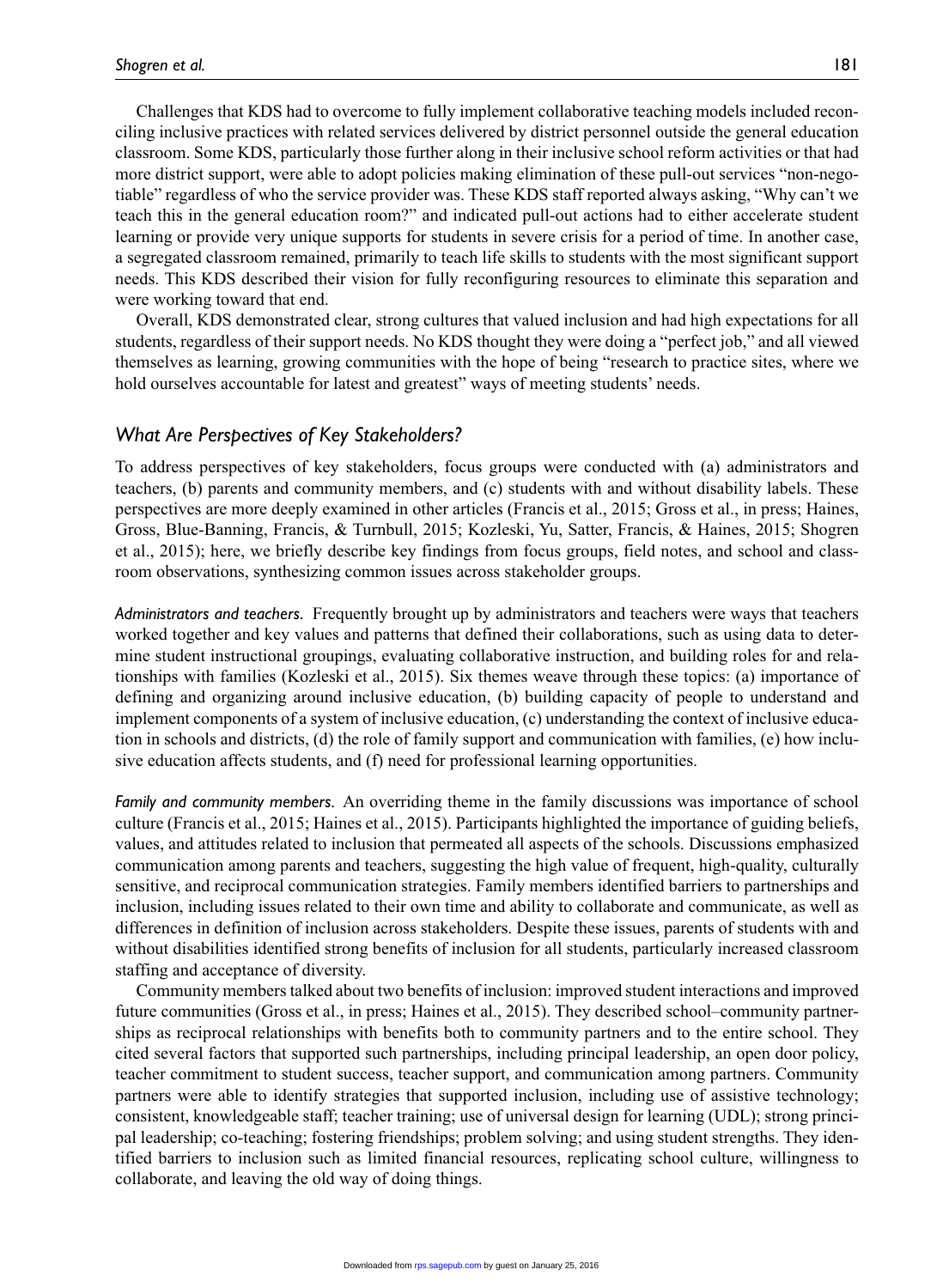Challenges that KDS had to overcome to fully implement collaborative teaching models included reconciling inclusive practices with related services delivered by district personnel outside the general education classroom. Some KDS, particularly those further along in their inclusive school reform activities or that had more district support, were able to adopt policies making elimination of these pull-out services "non-negotiable" regardless of who the service provider was. These KDS staff reported always asking, "Why can't we teach this in the general education room?" and indicated pull-out actions had to either accelerate student learning or provide very unique supports for students in severe crisis for a period of time. In another case, a segregated classroom remained, primarily to teach life skills to students with the most significant support needs. This KDS described their vision for fully reconfiguring resources to eliminate this separation and were working toward that end.

Overall, KDS demonstrated clear, strong cultures that valued inclusion and had high expectations for all students, regardless of their support needs. No KDS thought they were doing a "perfect job," and all viewed themselves as learning, growing communities with the hope of being "research to practice sites, where we hold ourselves accountable for latest and greatest" ways of meeting students' needs.

## *What Are Perspectives of Key Stakeholders?*

To address perspectives of key stakeholders, focus groups were conducted with (a) administrators and teachers, (b) parents and community members, and (c) students with and without disability labels. These perspectives are more deeply examined in other articles (Francis et al., 2015; Gross et al., in press; Haines, Gross, Blue-Banning, Francis, & Turnbull, 2015; Kozleski, Yu, Satter, Francis, & Haines, 2015; Shogren et al., 2015); here, we briefly describe key findings from focus groups, field notes, and school and classroom observations, synthesizing common issues across stakeholder groups.

*Administrators and teachers.* Frequently brought up by administrators and teachers were ways that teachers worked together and key values and patterns that defined their collaborations, such as using data to determine student instructional groupings, evaluating collaborative instruction, and building roles for and relationships with families (Kozleski et al., 2015). Six themes weave through these topics: (a) importance of defining and organizing around inclusive education, (b) building capacity of people to understand and implement components of a system of inclusive education, (c) understanding the context of inclusive education in schools and districts, (d) the role of family support and communication with families, (e) how inclusive education affects students, and (f) need for professional learning opportunities.

*Family and community members.* An overriding theme in the family discussions was importance of school culture (Francis et al., 2015; Haines et al., 2015). Participants highlighted the importance of guiding beliefs, values, and attitudes related to inclusion that permeated all aspects of the schools. Discussions emphasized communication among parents and teachers, suggesting the high value of frequent, high-quality, culturally sensitive, and reciprocal communication strategies. Family members identified barriers to partnerships and inclusion, including issues related to their own time and ability to collaborate and communicate, as well as differences in definition of inclusion across stakeholders. Despite these issues, parents of students with and without disabilities identified strong benefits of inclusion for all students, particularly increased classroom staffing and acceptance of diversity.

Community members talked about two benefits of inclusion: improved student interactions and improved future communities (Gross et al., in press; Haines et al., 2015). They described school–community partnerships as reciprocal relationships with benefits both to community partners and to the entire school. They cited several factors that supported such partnerships, including principal leadership, an open door policy, teacher commitment to student success, teacher support, and communication among partners. Community partners were able to identify strategies that supported inclusion, including use of assistive technology; consistent, knowledgeable staff; teacher training; use of universal design for learning (UDL); strong principal leadership; co-teaching; fostering friendships; problem solving; and using student strengths. They identified barriers to inclusion such as limited financial resources, replicating school culture, willingness to collaborate, and leaving the old way of doing things.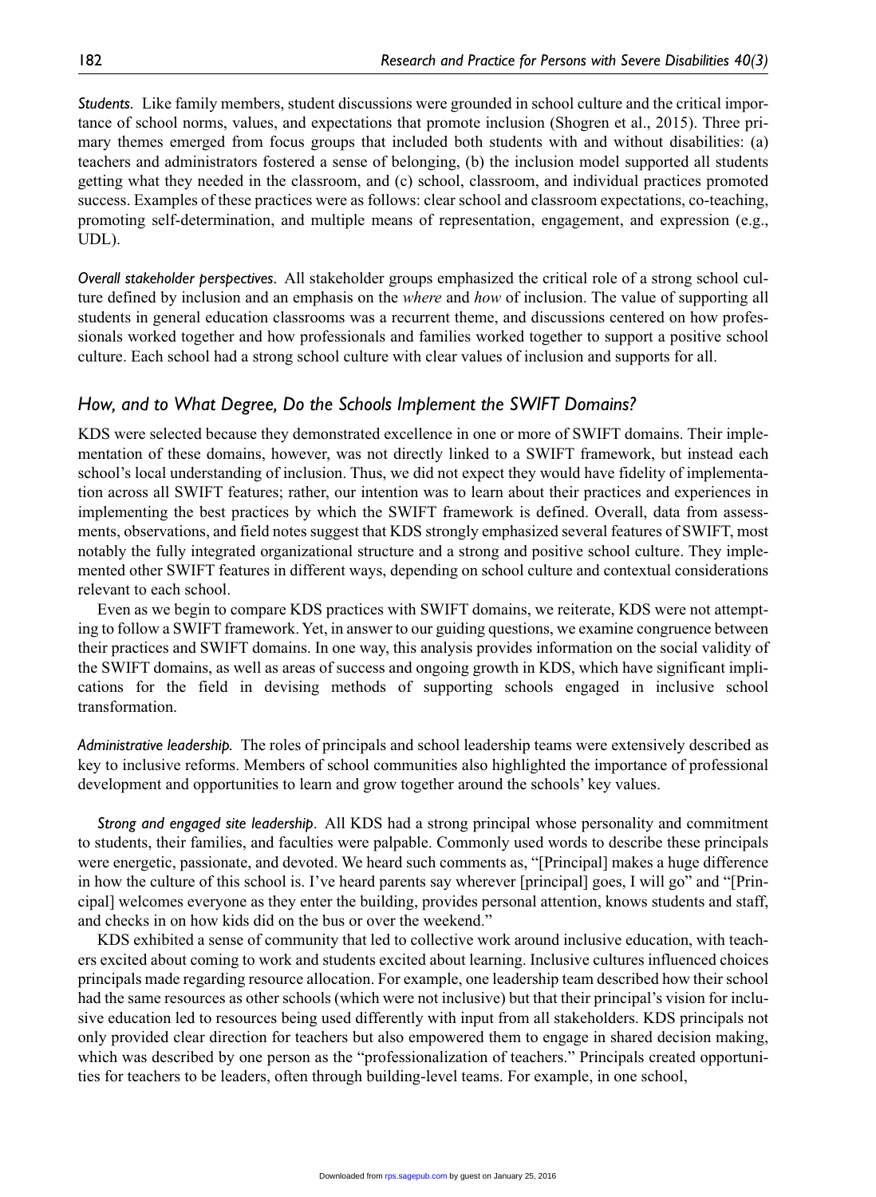*Students.* Like family members, student discussions were grounded in school culture and the critical importance of school norms, values, and expectations that promote inclusion (Shogren et al., 2015). Three primary themes emerged from focus groups that included both students with and without disabilities: (a) teachers and administrators fostered a sense of belonging, (b) the inclusion model supported all students getting what they needed in the classroom, and (c) school, classroom, and individual practices promoted success. Examples of these practices were as follows: clear school and classroom expectations, co-teaching, promoting self-determination, and multiple means of representation, engagement, and expression (e.g., UDL).

*Overall stakeholder perspectives.* All stakeholder groups emphasized the critical role of a strong school culture defined by inclusion and an emphasis on the *where* and *how* of inclusion. The value of supporting all students in general education classrooms was a recurrent theme, and discussions centered on how professionals worked together and how professionals and families worked together to support a positive school culture. Each school had a strong school culture with clear values of inclusion and supports for all.

## How, and to What Degree, Do the Schools Implement the SWIFT Domains?

KDS were selected because they demonstrated excellence in one or more of SWIFT domains. Their implementation of these domains, however, was not directly linked to a SWIFT framework, but instead each school's local understanding of inclusion. Thus, we did not expect they would have fidelity of implementation across all SWIFT features; rather, our intention was to learn about their practices and experiences in implementing the best practices by which the SWIFT framework is defined. Overall, data from assessments, observations, and field notes suggest that KDS strongly emphasized several features of SWIFT, most notably the fully integrated organizational structure and a strong and positive school culture. They implemented other SWIFT features in different ways, depending on school culture and contextual considerations relevant to each school.

Even as we begin to compare KDS practices with SWIFT domains, we reiterate, KDS were not attempting to follow a SWIFT framework. Yet, in answer to our guiding questions, we examine congruence between their practices and SWIFT domains. In one way, this analysis provides information on the social validity of the SWIFT domains, as well as areas of success and ongoing growth in KDS, which have significant implications for the field in devising methods of supporting schools engaged in inclusive school transformation.

*Administrative leadership.* The roles of principals and school leadership teams were extensively described as key to inclusive reforms. Members of school communities also highlighted the importance of professional development and opportunities to learn and grow together around the schools' key values.

*Strong and engaged site leadership*. All KDS had a strong principal whose personality and commitment to students, their families, and faculties were palpable. Commonly used words to describe these principals were energetic, passionate, and devoted. We heard such comments as, "[Principal] makes a huge difference in how the culture of this school is. I've heard parents say wherever [principal] goes, I will go" and "[Principal] welcomes everyone as they enter the building, provides personal attention, knows students and staff, and checks in on how kids did on the bus or over the weekend."

KDS exhibited a sense of community that led to collective work around inclusive education, with teachers excited about coming to work and students excited about learning. Inclusive cultures influenced choices principals made regarding resource allocation. For example, one leadership team described how their school had the same resources as other schools (which were not inclusive) but that their principal's vision for inclusive education led to resources being used differently with input from all stakeholders. KDS principals not only provided clear direction for teachers but also empowered them to engage in shared decision making, which was described by one person as the "professionalization of teachers." Principals created opportunities for teachers to be leaders, often through building-level teams. For example, in one school,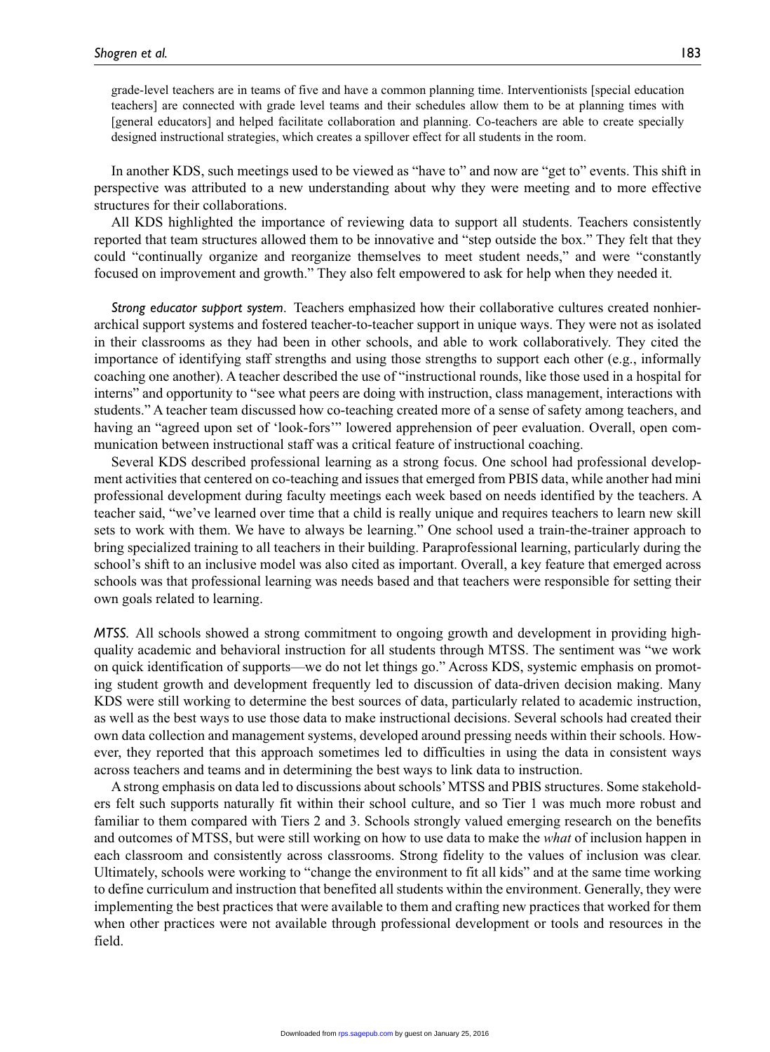> grade-level teachers are in teams of five and have a common planning time. Interventionists [special education teachers] are connected with grade level teams and their schedules allow them to be at planning times with [general educators] and helped facilitate collaboration and planning. Co-teachers are able to create specially designed instructional strategies, which creates a spillover effect for all students in the room.

In another KDS, such meetings used to be viewed as "have to" and now are "get to" events. This shift in perspective was attributed to a new understanding about why they were meeting and to more effective structures for their collaborations.

All KDS highlighted the importance of reviewing data to support all students. Teachers consistently reported that team structures allowed them to be innovative and "step outside the box." They felt that they could "continually organize and reorganize themselves to meet student needs," and were "constantly focused on improvement and growth." They also felt empowered to ask for help when they needed it.

*Strong educator support system*. Teachers emphasized how their collaborative cultures created nonhierarchical support systems and fostered teacher-to-teacher support in unique ways. They were not as isolated in their classrooms as they had been in other schools, and able to work collaboratively. They cited the importance of identifying staff strengths and using those strengths to support each other (e.g., informally coaching one another). A teacher described the use of "instructional rounds, like those used in a hospital for interns" and opportunity to "see what peers are doing with instruction, class management, interactions with students." A teacher team discussed how co-teaching created more of a sense of safety among teachers, and having an "agreed upon set of 'look-fors'" lowered apprehension of peer evaluation. Overall, open communication between instructional staff was a critical feature of instructional coaching.

Several KDS described professional learning as a strong focus. One school had professional development activities that centered on co-teaching and issues that emerged from PBIS data, while another had mini professional development during faculty meetings each week based on needs identified by the teachers. A teacher said, "we've learned over time that a child is really unique and requires teachers to learn new skill sets to work with them. We have to always be learning." One school used a train-the-trainer approach to bring specialized training to all teachers in their building. Paraprofessional learning, particularly during the school's shift to an inclusive model was also cited as important. Overall, a key feature that emerged across schools was that professional learning was needs based and that teachers were responsible for setting their own goals related to learning.

*MTSS.* All schools showed a strong commitment to ongoing growth and development in providing high-quality academic and behavioral instruction for all students through MTSS. The sentiment was "we work on quick identification of supports—we do not let things go." Across KDS, systemic emphasis on promoting student growth and development frequently led to discussion of data-driven decision making. Many KDS were still working to determine the best sources of data, particularly related to academic instruction, as well as the best ways to use those data to make instructional decisions. Several schools had created their own data collection and management systems, developed around pressing needs within their schools. However, they reported that this approach sometimes led to difficulties in using the data in consistent ways across teachers and teams and in determining the best ways to link data to instruction.

A strong emphasis on data led to discussions about schools' MTSS and PBIS structures. Some stakeholders felt such supports naturally fit within their school culture, and so Tier 1 was much more robust and familiar to them compared with Tiers 2 and 3. Schools strongly valued emerging research on the benefits and outcomes of MTSS, but were still working on how to use data to make the *what* of inclusion happen in each classroom and consistently across classrooms. Strong fidelity to the values of inclusion was clear. Ultimately, schools were working to "change the environment to fit all kids" and at the same time working to define curriculum and instruction that benefited all students within the environment. Generally, they were implementing the best practices that were available to them and crafting new practices that worked for them when other practices were not available through professional development or tools and resources in the field.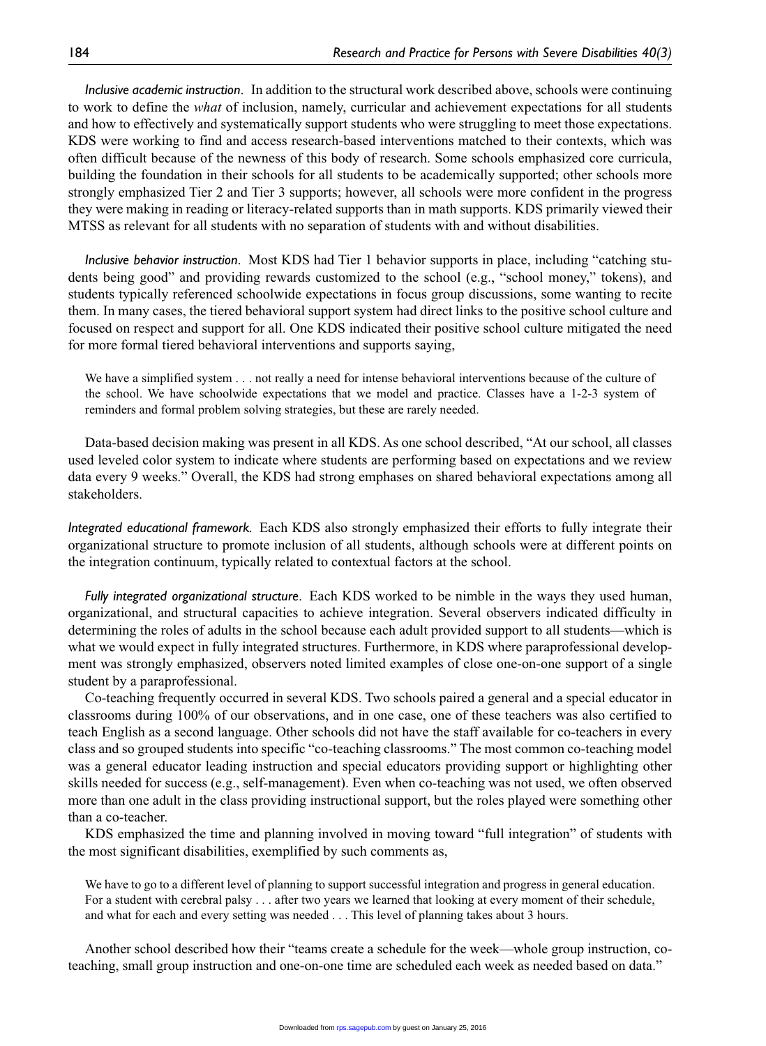*Inclusive academic instruction*. In addition to the structural work described above, schools were continuing to work to define the *what* of inclusion, namely, curricular and achievement expectations for all students and how to effectively and systematically support students who were struggling to meet those expectations. KDS were working to find and access research-based interventions matched to their contexts, which was often difficult because of the newness of this body of research. Some schools emphasized core curricula, building the foundation in their schools for all students to be academically supported; other schools more strongly emphasized Tier 2 and Tier 3 supports; however, all schools were more confident in the progress they were making in reading or literacy-related supports than in math supports. KDS primarily viewed their MTSS as relevant for all students with no separation of students with and without disabilities.

*Inclusive behavior instruction*. Most KDS had Tier 1 behavior supports in place, including "catching students being good" and providing rewards customized to the school (e.g., "school money," tokens), and students typically referenced schoolwide expectations in focus group discussions, some wanting to recite them. In many cases, the tiered behavioral support system had direct links to the positive school culture and focused on respect and support for all. One KDS indicated their positive school culture mitigated the need for more formal tiered behavioral interventions and supports saying,

> We have a simplified system . . . not really a need for intense behavioral interventions because of the culture of the school. We have schoolwide expectations that we model and practice. Classes have a 1-2-3 system of reminders and formal problem solving strategies, but these are rarely needed.

Data-based decision making was present in all KDS. As one school described, "At our school, all classes used leveled color system to indicate where students are performing based on expectations and we review data every 9 weeks." Overall, the KDS had strong emphases on shared behavioral expectations among all stakeholders.

*Integrated educational framework.* Each KDS also strongly emphasized their efforts to fully integrate their organizational structure to promote inclusion of all students, although schools were at different points on the integration continuum, typically related to contextual factors at the school.

*Fully integrated organizational structure*. Each KDS worked to be nimble in the ways they used human, organizational, and structural capacities to achieve integration. Several observers indicated difficulty in determining the roles of adults in the school because each adult provided support to all students—which is what we would expect in fully integrated structures. Furthermore, in KDS where paraprofessional development was strongly emphasized, observers noted limited examples of close one-on-one support of a single student by a paraprofessional.

Co-teaching frequently occurred in several KDS. Two schools paired a general and a special educator in classrooms during 100% of our observations, and in one case, one of these teachers was also certified to teach English as a second language. Other schools did not have the staff available for co-teachers in every class and so grouped students into specific "co-teaching classrooms." The most common co-teaching model was a general educator leading instruction and special educators providing support or highlighting other skills needed for success (e.g., self-management). Even when co-teaching was not used, we often observed more than one adult in the class providing instructional support, but the roles played were something other than a co-teacher.

KDS emphasized the time and planning involved in moving toward "full integration" of students with the most significant disabilities, exemplified by such comments as,

> We have to go to a different level of planning to support successful integration and progress in general education. For a student with cerebral palsy . . . after two years we learned that looking at every moment of their schedule, and what for each and every setting was needed . . . This level of planning takes about 3 hours.

Another school described how their "teams create a schedule for the week—whole group instruction, co-teaching, small group instruction and one-on-one time are scheduled each week as needed based on data."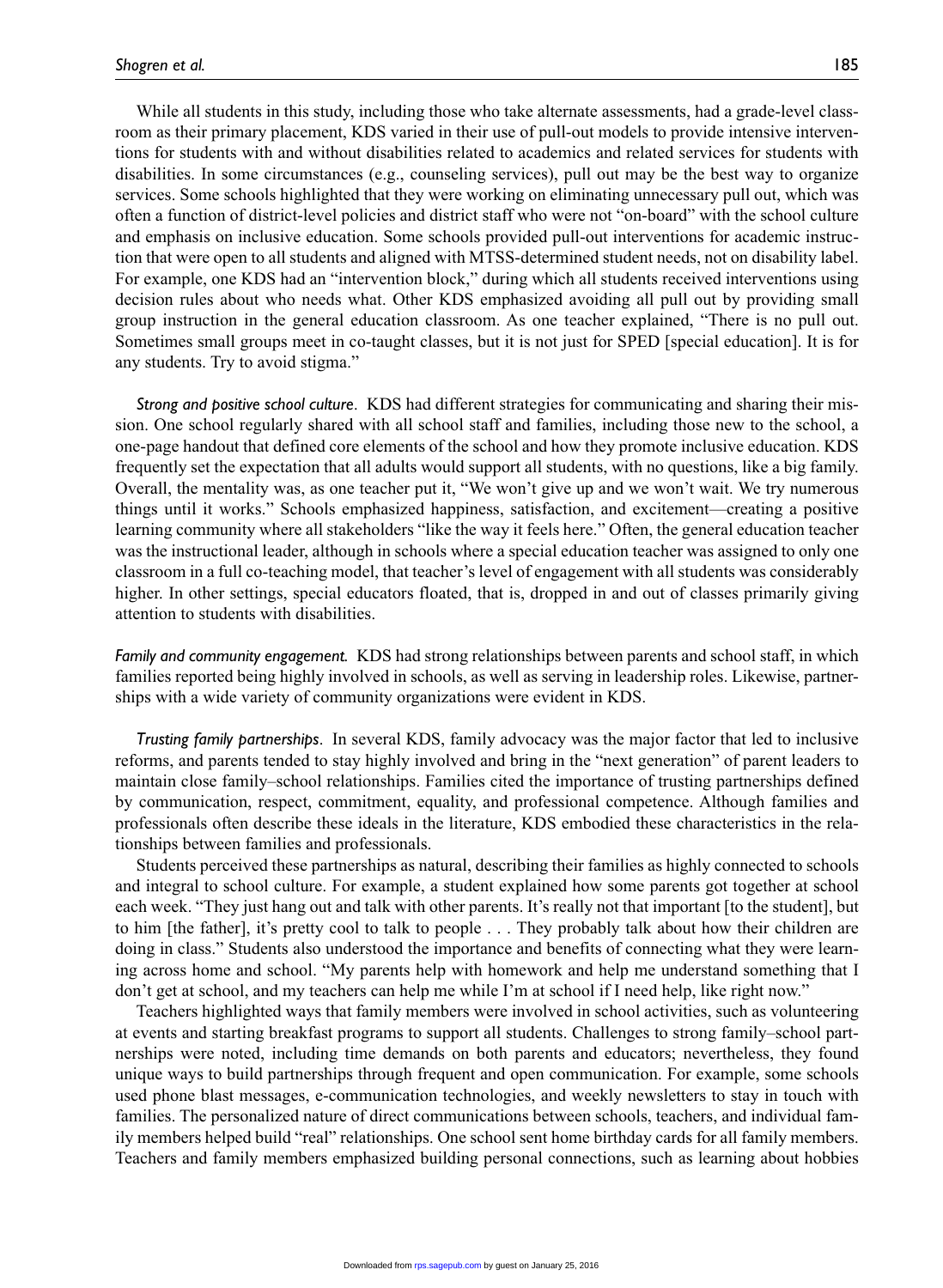While all students in this study, including those who take alternate assessments, had a grade-level classroom as their primary placement, KDS varied in their use of pull-out models to provide intensive interventions for students with and without disabilities related to academics and related services for students with disabilities. In some circumstances (e.g., counseling services), pull out may be the best way to organize services. Some schools highlighted that they were working on eliminating unnecessary pull out, which was often a function of district-level policies and district staff who were not "on-board" with the school culture and emphasis on inclusive education. Some schools provided pull-out interventions for academic instruction that were open to all students and aligned with MTSS-determined student needs, not on disability label. For example, one KDS had an "intervention block," during which all students received interventions using decision rules about who needs what. Other KDS emphasized avoiding all pull out by providing small group instruction in the general education classroom. As one teacher explained, "There is no pull out. Sometimes small groups meet in co-taught classes, but it is not just for SPED [special education]. It is for any students. Try to avoid stigma."

*Strong and positive school culture*. KDS had different strategies for communicating and sharing their mission. One school regularly shared with all school staff and families, including those new to the school, a one-page handout that defined core elements of the school and how they promote inclusive education. KDS frequently set the expectation that all adults would support all students, with no questions, like a big family. Overall, the mentality was, as one teacher put it, "We won't give up and we won't wait. We try numerous things until it works." Schools emphasized happiness, satisfaction, and excitement—creating a positive learning community where all stakeholders "like the way it feels here." Often, the general education teacher was the instructional leader, although in schools where a special education teacher was assigned to only one classroom in a full co-teaching model, that teacher's level of engagement with all students was considerably higher. In other settings, special educators floated, that is, dropped in and out of classes primarily giving attention to students with disabilities.

*Family and community engagement.* KDS had strong relationships between parents and school staff, in which families reported being highly involved in schools, as well as serving in leadership roles. Likewise, partnerships with a wide variety of community organizations were evident in KDS.

*Trusting family partnerships*. In several KDS, family advocacy was the major factor that led to inclusive reforms, and parents tended to stay highly involved and bring in the "next generation" of parent leaders to maintain close family–school relationships. Families cited the importance of trusting partnerships defined by communication, respect, commitment, equality, and professional competence. Although families and professionals often describe these ideals in the literature, KDS embodied these characteristics in the relationships between families and professionals.

Students perceived these partnerships as natural, describing their families as highly connected to schools and integral to school culture. For example, a student explained how some parents got together at school each week. "They just hang out and talk with other parents. It's really not that important [to the student], but to him [the father], it's pretty cool to talk to people . . . They probably talk about how their children are doing in class." Students also understood the importance and benefits of connecting what they were learning across home and school. "My parents help with homework and help me understand something that I don't get at school, and my teachers can help me while I'm at school if I need help, like right now."

Teachers highlighted ways that family members were involved in school activities, such as volunteering at events and starting breakfast programs to support all students. Challenges to strong family–school partnerships were noted, including time demands on both parents and educators; nevertheless, they found unique ways to build partnerships through frequent and open communication. For example, some schools used phone blast messages, e-communication technologies, and weekly newsletters to stay in touch with families. The personalized nature of direct communications between schools, teachers, and individual family members helped build "real" relationships. One school sent home birthday cards for all family members. Teachers and family members emphasized building personal connections, such as learning about hobbies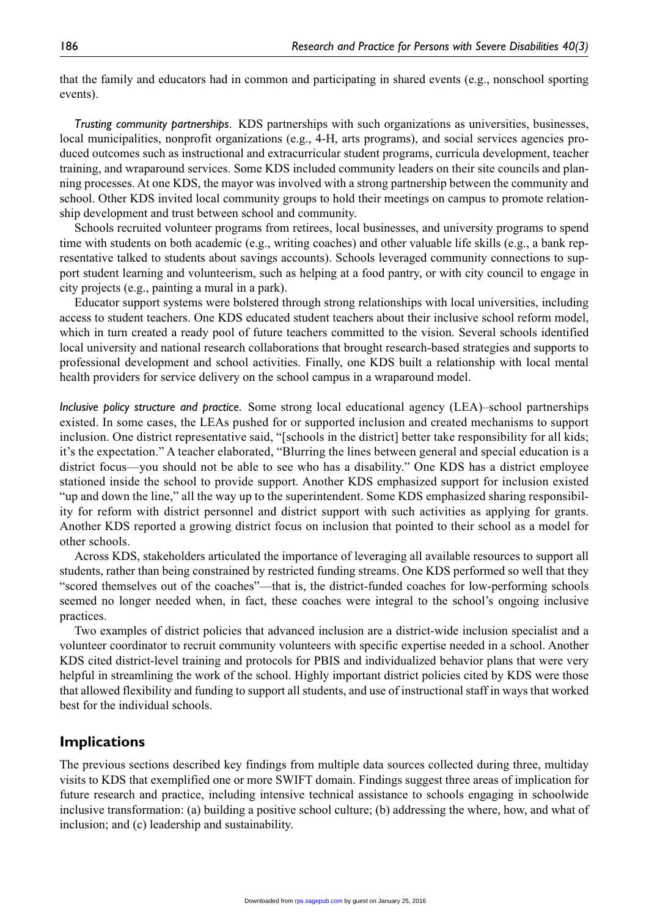that the family and educators had in common and participating in shared events (e.g., nonschool sporting events).

*Trusting community partnerships*. KDS partnerships with such organizations as universities, businesses, local municipalities, nonprofit organizations (e.g., 4-H, arts programs), and social services agencies produced outcomes such as instructional and extracurricular student programs, curricula development, teacher training, and wraparound services. Some KDS included community leaders on their site councils and planning processes. At one KDS, the mayor was involved with a strong partnership between the community and school. Other KDS invited local community groups to hold their meetings on campus to promote relationship development and trust between school and community.

Schools recruited volunteer programs from retirees, local businesses, and university programs to spend time with students on both academic (e.g., writing coaches) and other valuable life skills (e.g., a bank representative talked to students about savings accounts). Schools leveraged community connections to support student learning and volunteerism, such as helping at a food pantry, or with city council to engage in city projects (e.g., painting a mural in a park).

Educator support systems were bolstered through strong relationships with local universities, including access to student teachers. One KDS educated student teachers about their inclusive school reform model, which in turn created a ready pool of future teachers committed to the vision. Several schools identified local university and national research collaborations that brought research-based strategies and supports to professional development and school activities. Finally, one KDS built a relationship with local mental health providers for service delivery on the school campus in a wraparound model.

*Inclusive policy structure and practice.* Some strong local educational agency (LEA)–school partnerships existed. In some cases, the LEAs pushed for or supported inclusion and created mechanisms to support inclusion. One district representative said, "[schools in the district] better take responsibility for all kids; it's the expectation." A teacher elaborated, "Blurring the lines between general and special education is a district focus—you should not be able to see who has a disability." One KDS has a district employee stationed inside the school to provide support. Another KDS emphasized support for inclusion existed "up and down the line," all the way up to the superintendent. Some KDS emphasized sharing responsibility for reform with district personnel and district support with such activities as applying for grants. Another KDS reported a growing district focus on inclusion that pointed to their school as a model for other schools.

Across KDS, stakeholders articulated the importance of leveraging all available resources to support all students, rather than being constrained by restricted funding streams. One KDS performed so well that they "scored themselves out of the coaches"—that is, the district-funded coaches for low-performing schools seemed no longer needed when, in fact, these coaches were integral to the school's ongoing inclusive practices.

Two examples of district policies that advanced inclusion are a district-wide inclusion specialist and a volunteer coordinator to recruit community volunteers with specific expertise needed in a school. Another KDS cited district-level training and protocols for PBIS and individualized behavior plans that were very helpful in streamlining the work of the school. Highly important district policies cited by KDS were those that allowed flexibility and funding to support all students, and use of instructional staff in ways that worked best for the individual schools.

## Implications

The previous sections described key findings from multiple data sources collected during three, multiday visits to KDS that exemplified one or more SWIFT domain. Findings suggest three areas of implication for future research and practice, including intensive technical assistance to schools engaging in schoolwide inclusive transformation: (a) building a positive school culture; (b) addressing the where, how, and what of inclusion; and (c) leadership and sustainability.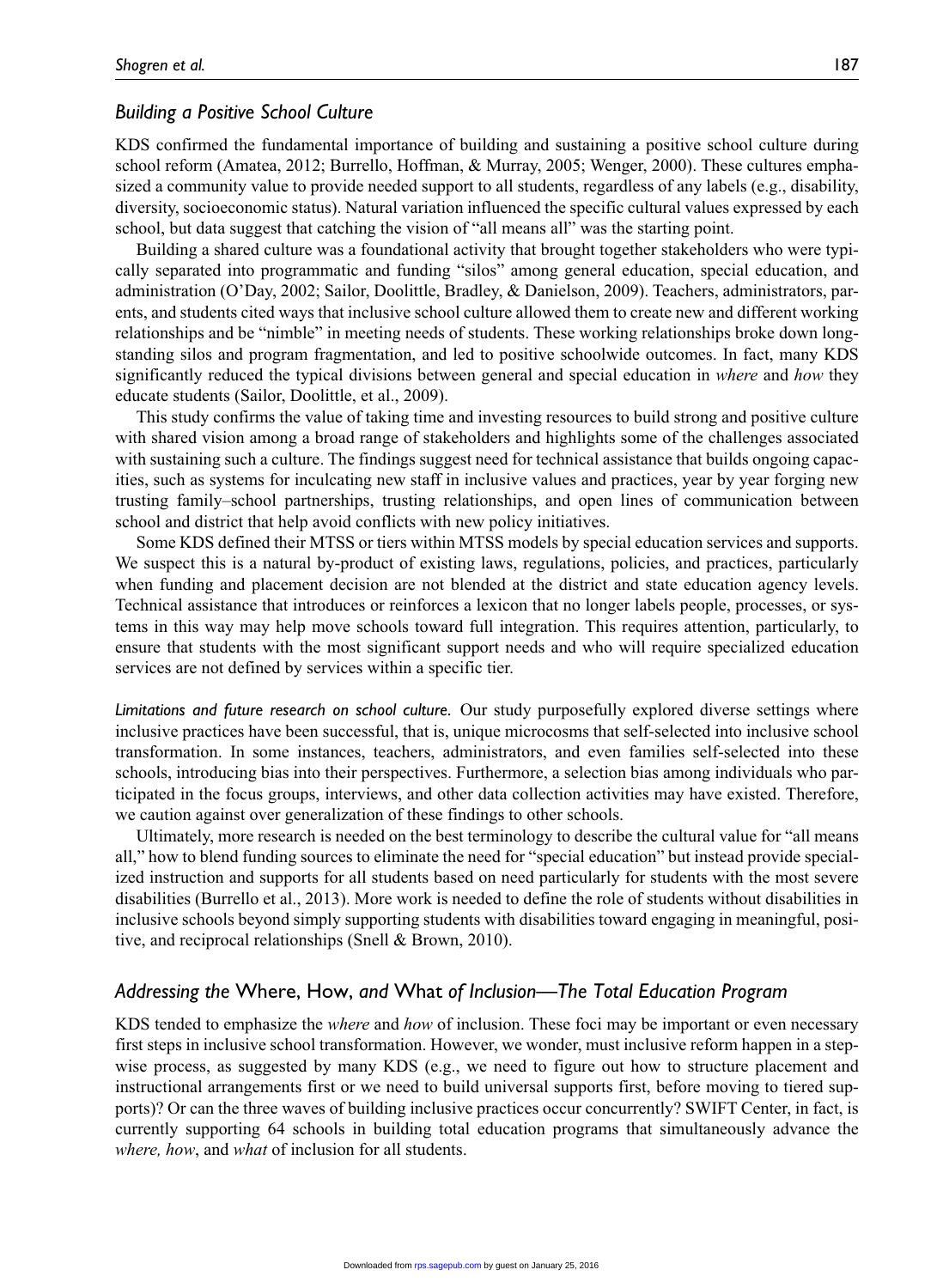### *Building a Positive School Culture*

KDS confirmed the fundamental importance of building and sustaining a positive school culture during school reform (Amatea, 2012; Burrello, Hoffman, & Murray, 2005; Wenger, 2000). These cultures emphasized a community value to provide needed support to all students, regardless of any labels (e.g., disability, diversity, socioeconomic status). Natural variation influenced the specific cultural values expressed by each school, but data suggest that catching the vision of "all means all" was the starting point.

Building a shared culture was a foundational activity that brought together stakeholders who were typically separated into programmatic and funding "silos" among general education, special education, and administration (O'Day, 2002; Sailor, Doolittle, Bradley, & Danielson, 2009). Teachers, administrators, parents, and students cited ways that inclusive school culture allowed them to create new and different working relationships and be "nimble" in meeting needs of students. These working relationships broke down longstanding silos and program fragmentation, and led to positive schoolwide outcomes. In fact, many KDS significantly reduced the typical divisions between general and special education in *where* and *how* they educate students (Sailor, Doolittle, et al., 2009).

This study confirms the value of taking time and investing resources to build strong and positive culture with shared vision among a broad range of stakeholders and highlights some of the challenges associated with sustaining such a culture. The findings suggest need for technical assistance that builds ongoing capacities, such as systems for inculcating new staff in inclusive values and practices, year by year forging new trusting family–school partnerships, trusting relationships, and open lines of communication between school and district that help avoid conflicts with new policy initiatives.

Some KDS defined their MTSS or tiers within MTSS models by special education services and supports. We suspect this is a natural by-product of existing laws, regulations, policies, and practices, particularly when funding and placement decision are not blended at the district and state education agency levels. Technical assistance that introduces or reinforces a lexicon that no longer labels people, processes, or systems in this way may help move schools toward full integration. This requires attention, particularly, to ensure that students with the most significant support needs and who will require specialized education services are not defined by services within a specific tier.

*Limitations and future research on school culture.* Our study purposefully explored diverse settings where inclusive practices have been successful, that is, unique microcosms that self-selected into inclusive school transformation. In some instances, teachers, administrators, and even families self-selected into these schools, introducing bias into their perspectives. Furthermore, a selection bias among individuals who participated in the focus groups, interviews, and other data collection activities may have existed. Therefore, we caution against over generalization of these findings to other schools.

Ultimately, more research is needed on the best terminology to describe the cultural value for "all means all," how to blend funding sources to eliminate the need for "special education" but instead provide specialized instruction and supports for all students based on need particularly for students with the most severe disabilities (Burrello et al., 2013). More work is needed to define the role of students without disabilities in inclusive schools beyond simply supporting students with disabilities toward engaging in meaningful, positive, and reciprocal relationships (Snell & Brown, 2010).

### *Addressing the* Where, How, *and* What *of Inclusion—The Total Education Program*

KDS tended to emphasize the *where* and *how* of inclusion. These foci may be important or even necessary first steps in inclusive school transformation. However, we wonder, must inclusive reform happen in a stepwise process, as suggested by many KDS (e.g., we need to figure out how to structure placement and instructional arrangements first or we need to build universal supports first, before moving to tiered supports)? Or can the three waves of building inclusive practices occur concurrently? SWIFT Center, in fact, is currently supporting 64 schools in building total education programs that simultaneously advance the *where, how*, and *what* of inclusion for all students.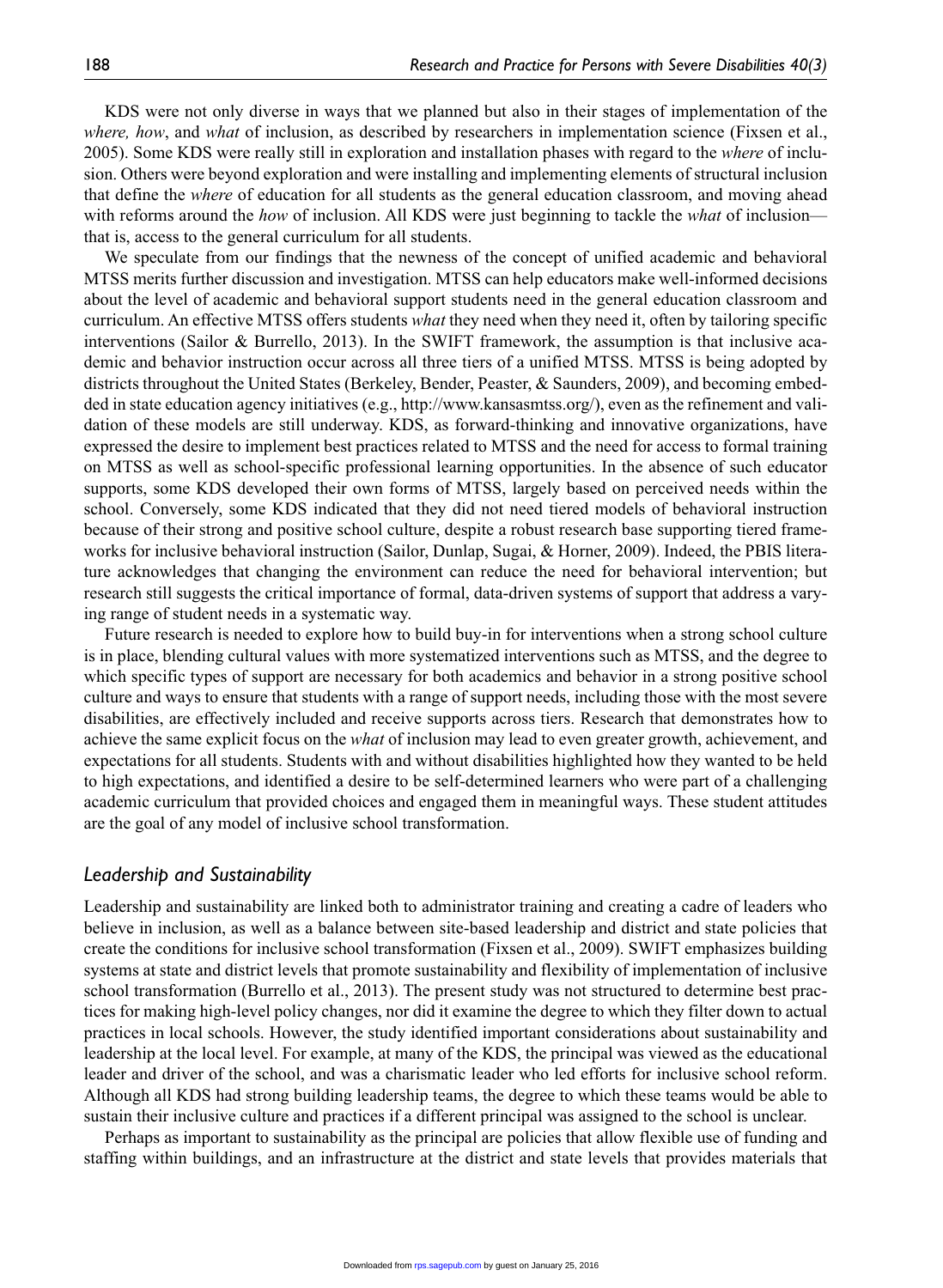KDS were not only diverse in ways that we planned but also in their stages of implementation of the *where, how*, and *what* of inclusion, as described by researchers in implementation science (Fixsen et al., 2005). Some KDS were really still in exploration and installation phases with regard to the *where* of inclusion. Others were beyond exploration and were installing and implementing elements of structural inclusion that define the *where* of education for all students as the general education classroom, and moving ahead with reforms around the *how* of inclusion. All KDS were just beginning to tackle the *what* of inclusion—that is, access to the general curriculum for all students.

We speculate from our findings that the newness of the concept of unified academic and behavioral MTSS merits further discussion and investigation. MTSS can help educators make well-informed decisions about the level of academic and behavioral support students need in the general education classroom and curriculum. An effective MTSS offers students *what* they need when they need it, often by tailoring specific interventions (Sailor & Burrello, 2013). In the SWIFT framework, the assumption is that inclusive academic and behavior instruction occur across all three tiers of a unified MTSS. MTSS is being adopted by districts throughout the United States (Berkeley, Bender, Peaster, & Saunders, 2009), and becoming embedded in state education agency initiatives (e.g., http://www.kansasmtss.org/), even as the refinement and validation of these models are still underway. KDS, as forward-thinking and innovative organizations, have expressed the desire to implement best practices related to MTSS and the need for access to formal training on MTSS as well as school-specific professional learning opportunities. In the absence of such educator supports, some KDS developed their own forms of MTSS, largely based on perceived needs within the school. Conversely, some KDS indicated that they did not need tiered models of behavioral instruction because of their strong and positive school culture, despite a robust research base supporting tiered frameworks for inclusive behavioral instruction (Sailor, Dunlap, Sugai, & Horner, 2009). Indeed, the PBIS literature acknowledges that changing the environment can reduce the need for behavioral intervention; but research still suggests the critical importance of formal, data-driven systems of support that address a varying range of student needs in a systematic way.

Future research is needed to explore how to build buy-in for interventions when a strong school culture is in place, blending cultural values with more systematized interventions such as MTSS, and the degree to which specific types of support are necessary for both academics and behavior in a strong positive school culture and ways to ensure that students with a range of support needs, including those with the most severe disabilities, are effectively included and receive supports across tiers. Research that demonstrates how to achieve the same explicit focus on the *what* of inclusion may lead to even greater growth, achievement, and expectations for all students. Students with and without disabilities highlighted how they wanted to be held to high expectations, and identified a desire to be self-determined learners who were part of a challenging academic curriculum that provided choices and engaged them in meaningful ways. These student attitudes are the goal of any model of inclusive school transformation.

### *Leadership and Sustainability*

Leadership and sustainability are linked both to administrator training and creating a cadre of leaders who believe in inclusion, as well as a balance between site-based leadership and district and state policies that create the conditions for inclusive school transformation (Fixsen et al., 2009). SWIFT emphasizes building systems at state and district levels that promote sustainability and flexibility of implementation of inclusive school transformation (Burrello et al., 2013). The present study was not structured to determine best practices for making high-level policy changes, nor did it examine the degree to which they filter down to actual practices in local schools. However, the study identified important considerations about sustainability and leadership at the local level. For example, at many of the KDS, the principal was viewed as the educational leader and driver of the school, and was a charismatic leader who led efforts for inclusive school reform. Although all KDS had strong building leadership teams, the degree to which these teams would be able to sustain their inclusive culture and practices if a different principal was assigned to the school is unclear.

Perhaps as important to sustainability as the principal are policies that allow flexible use of funding and staffing within buildings, and an infrastructure at the district and state levels that provides materials that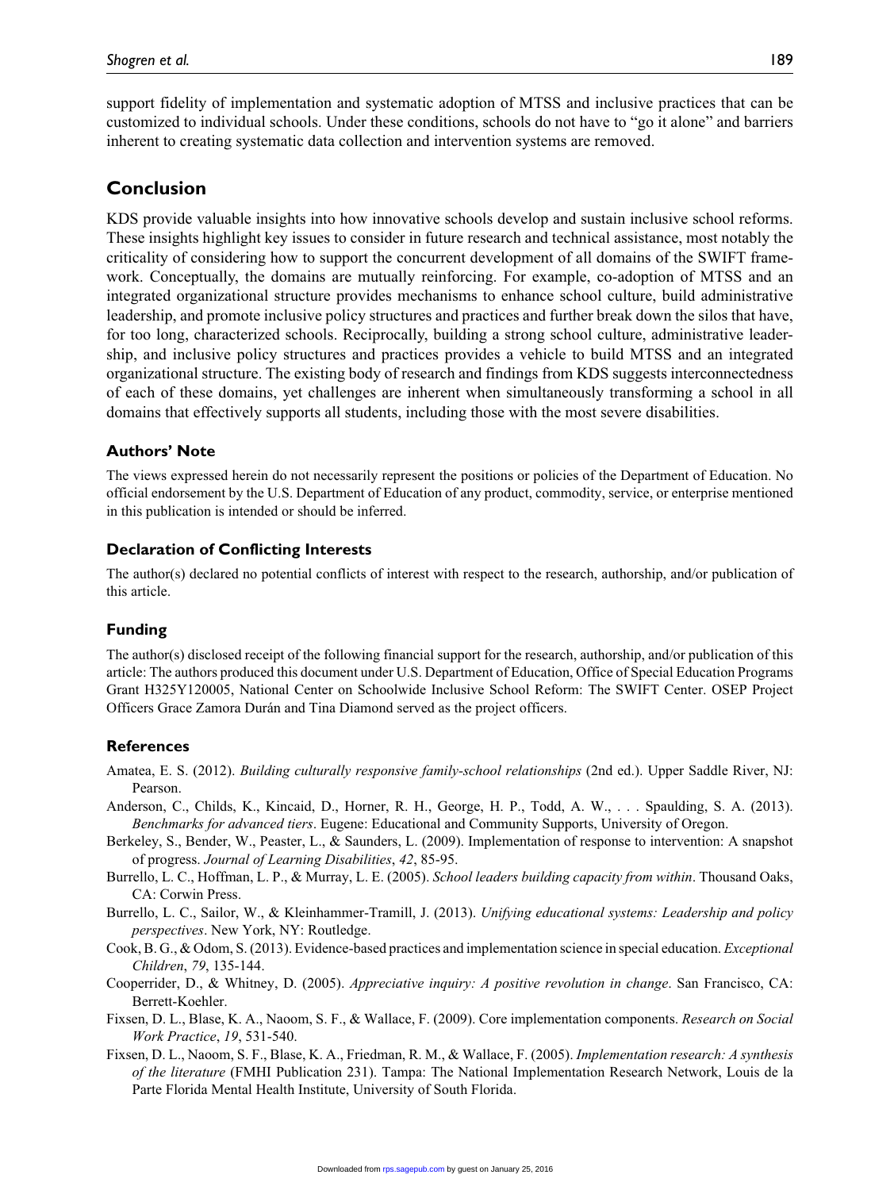support fidelity of implementation and systematic adoption of MTSS and inclusive practices that can be customized to individual schools. Under these conditions, schools do not have to "go it alone" and barriers inherent to creating systematic data collection and intervention systems are removed.

## Conclusion

KDS provide valuable insights into how innovative schools develop and sustain inclusive school reforms. These insights highlight key issues to consider in future research and technical assistance, most notably the criticality of considering how to support the concurrent development of all domains of the SWIFT framework. Conceptually, the domains are mutually reinforcing. For example, co-adoption of MTSS and an integrated organizational structure provides mechanisms to enhance school culture, build administrative leadership, and promote inclusive policy structures and practices and further break down the silos that have, for too long, characterized schools. Reciprocally, building a strong school culture, administrative leadership, and inclusive policy structures and practices provides a vehicle to build MTSS and an integrated organizational structure. The existing body of research and findings from KDS suggests interconnectedness of each of these domains, yet challenges are inherent when simultaneously transforming a school in all domains that effectively supports all students, including those with the most severe disabilities.

### Authors' Note

The views expressed herein do not necessarily represent the positions or policies of the Department of Education. No official endorsement by the U.S. Department of Education of any product, commodity, service, or enterprise mentioned in this publication is intended or should be inferred.

### Declaration of Conflicting Interests

The author(s) declared no potential conflicts of interest with respect to the research, authorship, and/or publication of this article.

### Funding

The author(s) disclosed receipt of the following financial support for the research, authorship, and/or publication of this article: The authors produced this document under U.S. Department of Education, Office of Special Education Programs Grant H325Y120005, National Center on Schoolwide Inclusive School Reform: The SWIFT Center. OSEP Project Officers Grace Zamora Durán and Tina Diamond served as the project officers.

### References

Amatea, E. S. (2012). *Building culturally responsive family-school relationships* (2nd ed.). Upper Saddle River, NJ: Pearson.

Anderson, C., Childs, K., Kincaid, D., Horner, R. H., George, H. P., Todd, A. W., . . . Spaulding, S. A. (2013). *Benchmarks for advanced tiers*. Eugene: Educational and Community Supports, University of Oregon.

Berkeley, S., Bender, W., Peaster, L., & Saunders, L. (2009). Implementation of response to intervention: A snapshot of progress. *Journal of Learning Disabilities*, *42*, 85-95.

Burrello, L. C., Hoffman, L. P., & Murray, L. E. (2005). *School leaders building capacity from within*. Thousand Oaks, CA: Corwin Press.

Burrello, L. C., Sailor, W., & Kleinhammer-Tramill, J. (2013). *Unifying educational systems: Leadership and policy perspectives*. New York, NY: Routledge.

Cook, B. G., & Odom, S. (2013). Evidence-based practices and implementation science in special education. *Exceptional Children*, *79*, 135-144.

Cooperrider, D., & Whitney, D. (2005). *Appreciative inquiry: A positive revolution in change*. San Francisco, CA: Berrett-Koehler.

Fixsen, D. L., Blase, K. A., Naoom, S. F., & Wallace, F. (2009). Core implementation components. *Research on Social Work Practice*, *19*, 531-540.

Fixsen, D. L., Naoom, S. F., Blase, K. A., Friedman, R. M., & Wallace, F. (2005). *Implementation research: A synthesis of the literature* (FMHI Publication 231). Tampa: The National Implementation Research Network, Louis de la Parte Florida Mental Health Institute, University of South Florida.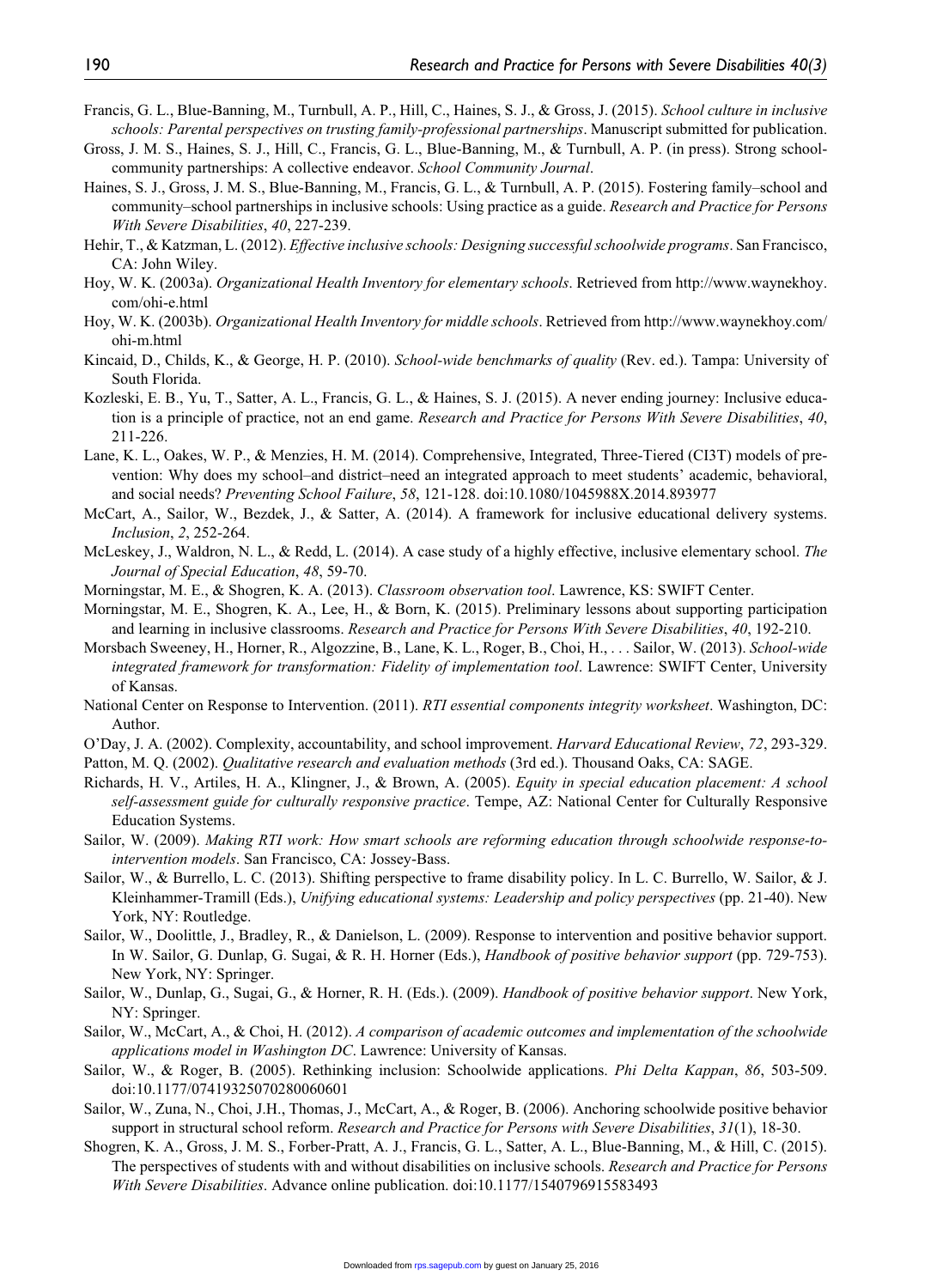Francis, G. L., Blue-Banning, M., Turnbull, A. P., Hill, C., Haines, S. J., & Gross, J. (2015). *School culture in inclusive schools: Parental perspectives on trusting family-professional partnerships*. Manuscript submitted for publication.

Gross, J. M. S., Haines, S. J., Hill, C., Francis, G. L., Blue-Banning, M., & Turnbull, A. P. (in press). Strong school-community partnerships: A collective endeavor. *School Community Journal*.

Haines, S. J., Gross, J. M. S., Blue-Banning, M., Francis, G. L., & Turnbull, A. P. (2015). Fostering family–school and community–school partnerships in inclusive schools: Using practice as a guide. *Research and Practice for Persons With Severe Disabilities*, *40*, 227-239.

Hehir, T., & Katzman, L. (2012). *Effective inclusive schools: Designing successful schoolwide programs*. San Francisco, CA: John Wiley.

Hoy, W. K. (2003a). *Organizational Health Inventory for elementary schools*. Retrieved from http://www.waynekhoy.com/ohi-e.html

Hoy, W. K. (2003b). *Organizational Health Inventory for middle schools*. Retrieved from http://www.waynekhoy.com/ohi-m.html

Kincaid, D., Childs, K., & George, H. P. (2010). *School-wide benchmarks of quality* (Rev. ed.). Tampa: University of South Florida.

Kozleski, E. B., Yu, T., Satter, A. L., Francis, G. L., & Haines, S. J. (2015). A never ending journey: Inclusive education is a principle of practice, not an end game. *Research and Practice for Persons With Severe Disabilities*, *40*, 211-226.

Lane, K. L., Oakes, W. P., & Menzies, H. M. (2014). Comprehensive, Integrated, Three-Tiered (CI3T) models of prevention: Why does my school–and district–need an integrated approach to meet students' academic, behavioral, and social needs? *Preventing School Failure*, *58*, 121-128. doi:10.1080/1045988X.2014.893977

McCart, A., Sailor, W., Bezdek, J., & Satter, A. (2014). A framework for inclusive educational delivery systems. *Inclusion*, *2*, 252-264.

McLeskey, J., Waldron, N. L., & Redd, L. (2014). A case study of a highly effective, inclusive elementary school. *The Journal of Special Education*, *48*, 59-70.

Morningstar, M. E., & Shogren, K. A. (2013). *Classroom observation tool*. Lawrence, KS: SWIFT Center.

Morningstar, M. E., Shogren, K. A., Lee, H., & Born, K. (2015). Preliminary lessons about supporting participation and learning in inclusive classrooms. *Research and Practice for Persons With Severe Disabilities*, *40*, 192-210.

Morsbach Sweeney, H., Horner, R., Algozzine, B., Lane, K. L., Roger, B., Choi, H., . . . Sailor, W. (2013). *School-wide integrated framework for transformation: Fidelity of implementation tool*. Lawrence: SWIFT Center, University of Kansas.

National Center on Response to Intervention. (2011). *RTI essential components integrity worksheet*. Washington, DC: Author.

O'Day, J. A. (2002). Complexity, accountability, and school improvement. *Harvard Educational Review*, *72*, 293-329.

Patton, M. Q. (2002). *Qualitative research and evaluation methods* (3rd ed.). Thousand Oaks, CA: SAGE.

Richards, H. V., Artiles, H. A., Klingner, J., & Brown, A. (2005). *Equity in special education placement: A school self-assessment guide for culturally responsive practice*. Tempe, AZ: National Center for Culturally Responsive Education Systems.

Sailor, W. (2009). *Making RTI work: How smart schools are reforming education through schoolwide response-to-intervention models*. San Francisco, CA: Jossey-Bass.

Sailor, W., & Burrello, L. C. (2013). Shifting perspective to frame disability policy. In L. C. Burrello, W. Sailor, & J. Kleinhammer-Tramill (Eds.), *Unifying educational systems: Leadership and policy perspectives* (pp. 21-40). New York, NY: Routledge.

Sailor, W., Doolittle, J., Bradley, R., & Danielson, L. (2009). Response to intervention and positive behavior support. In W. Sailor, G. Dunlap, G. Sugai, & R. H. Horner (Eds.), *Handbook of positive behavior support* (pp. 729-753). New York, NY: Springer.

Sailor, W., Dunlap, G., Sugai, G., & Horner, R. H. (Eds.). (2009). *Handbook of positive behavior support*. New York, NY: Springer.

Sailor, W., McCart, A., & Choi, H. (2012). *A comparison of academic outcomes and implementation of the schoolwide applications model in Washington DC*. Lawrence: University of Kansas.

Sailor, W., & Roger, B. (2005). Rethinking inclusion: Schoolwide applications. *Phi Delta Kappan*, *86*, 503-509. doi:10.1177/003172170508600707

Sailor, W., Zuna, N., Choi, J.H., Thomas, J., McCart, A., & Roger, B. (2006). Anchoring schoolwide positive behavior support in structural school reform. *Research and Practice for Persons with Severe Disabilities*, *31*(1), 18-30.

Shogren, K. A., Gross, J. M. S., Forber-Pratt, A. J., Francis, G. L., Satter, A. L., Blue-Banning, M., & Hill, C. (2015). The perspectives of students with and without disabilities on inclusive schools. *Research and Practice for Persons With Severe Disabilities*. Advance online publication. doi:10.1177/1540796915583493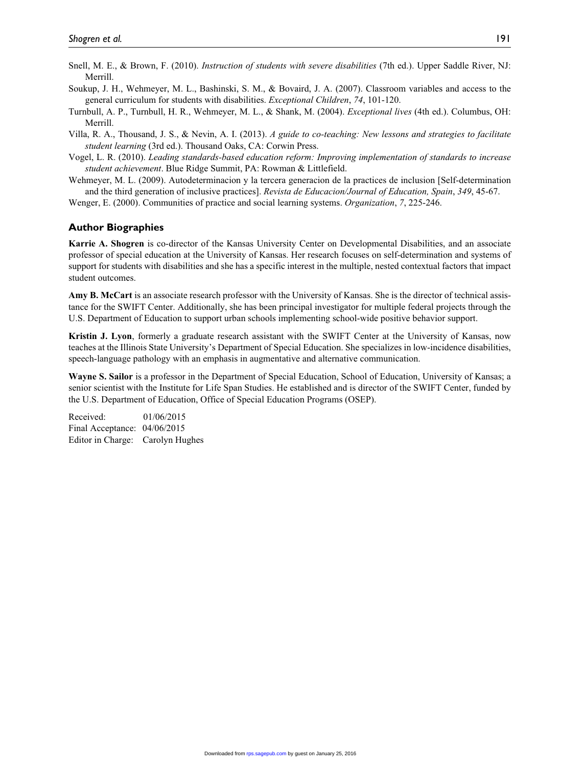Snell, M. E., & Brown, F. (2010). *Instruction of students with severe disabilities* (7th ed.). Upper Saddle River, NJ: Merrill.

Soukup, J. H., Wehmeyer, M. L., Bashinski, S. M., & Bovaird, J. A. (2007). Classroom variables and access to the general curriculum for students with disabilities. *Exceptional Children*, *74*, 101-120.

Turnbull, A. P., Turnbull, H. R., Wehmeyer, M. L., & Shank, M. (2004). *Exceptional lives* (4th ed.). Columbus, OH: Merrill.

Villa, R. A., Thousand, J. S., & Nevin, A. I. (2013). *A guide to co-teaching: New lessons and strategies to facilitate student learning* (3rd ed.). Thousand Oaks, CA: Corwin Press.

Vogel, L. R. (2010). *Leading standards-based education reform: Improving implementation of standards to increase student achievement*. Blue Ridge Summit, PA: Rowman & Littlefield.

Wehmeyer, M. L. (2009). Autodeterminacion y la tercera generacion de la practices de inclusion [Self-determination and the third generation of inclusive practices]. *Revista de Educacion/Journal of Education, Spain*, *349*, 45-67.

Wenger, E. (2000). Communities of practice and social learning systems. *Organization*, *7*, 225-246.

## Author Biographies

**Karrie A. Shogren** is co-director of the Kansas University Center on Developmental Disabilities, and an associate professor of special education at the University of Kansas. Her research focuses on self-determination and systems of support for students with disabilities and she has a specific interest in the multiple, nested contextual factors that impact student outcomes.

**Amy B. McCart** is an associate research professor with the University of Kansas. She is the director of technical assistance for the SWIFT Center. Additionally, she has been principal investigator for multiple federal projects through the U.S. Department of Education to support urban schools implementing school-wide positive behavior support.

**Kristin J. Lyon**, formerly a graduate research assistant with the SWIFT Center at the University of Kansas, now teaches at the Illinois State University's Department of Special Education. She specializes in low-incidence disabilities, speech-language pathology with an emphasis in augmentative and alternative communication.

**Wayne S. Sailor** is a professor in the Department of Special Education, School of Education, University of Kansas; a senior scientist with the Institute for Life Span Studies. He established and is director of the SWIFT Center, funded by the U.S. Department of Education, Office of Special Education Programs (OSEP).

Received: 01/06/2015
Final Acceptance: 04/06/2015
Editor in Charge: Carolyn Hughes